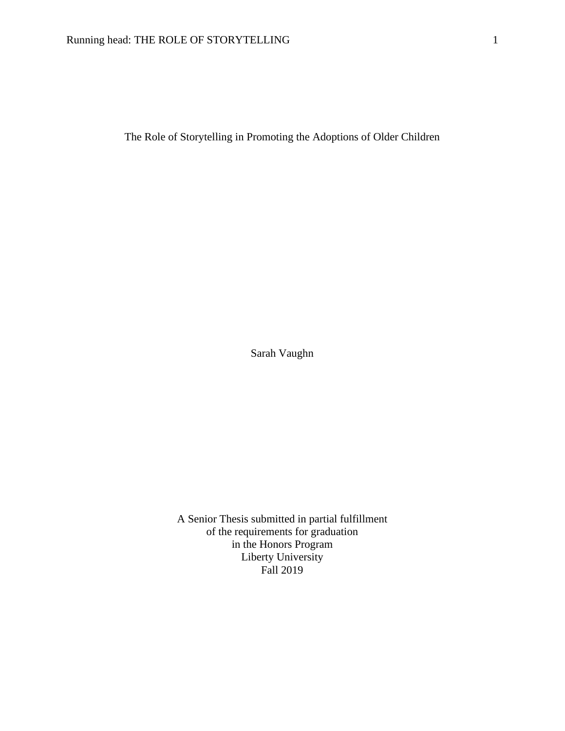# The Role of Storytelling in Promoting the Adoptions of Older Children

Sarah Vaughn

A Senior Thesis submitted in partial fulfillment
of the requirements for graduation
in the Honors Program
Liberty University
Fall 2019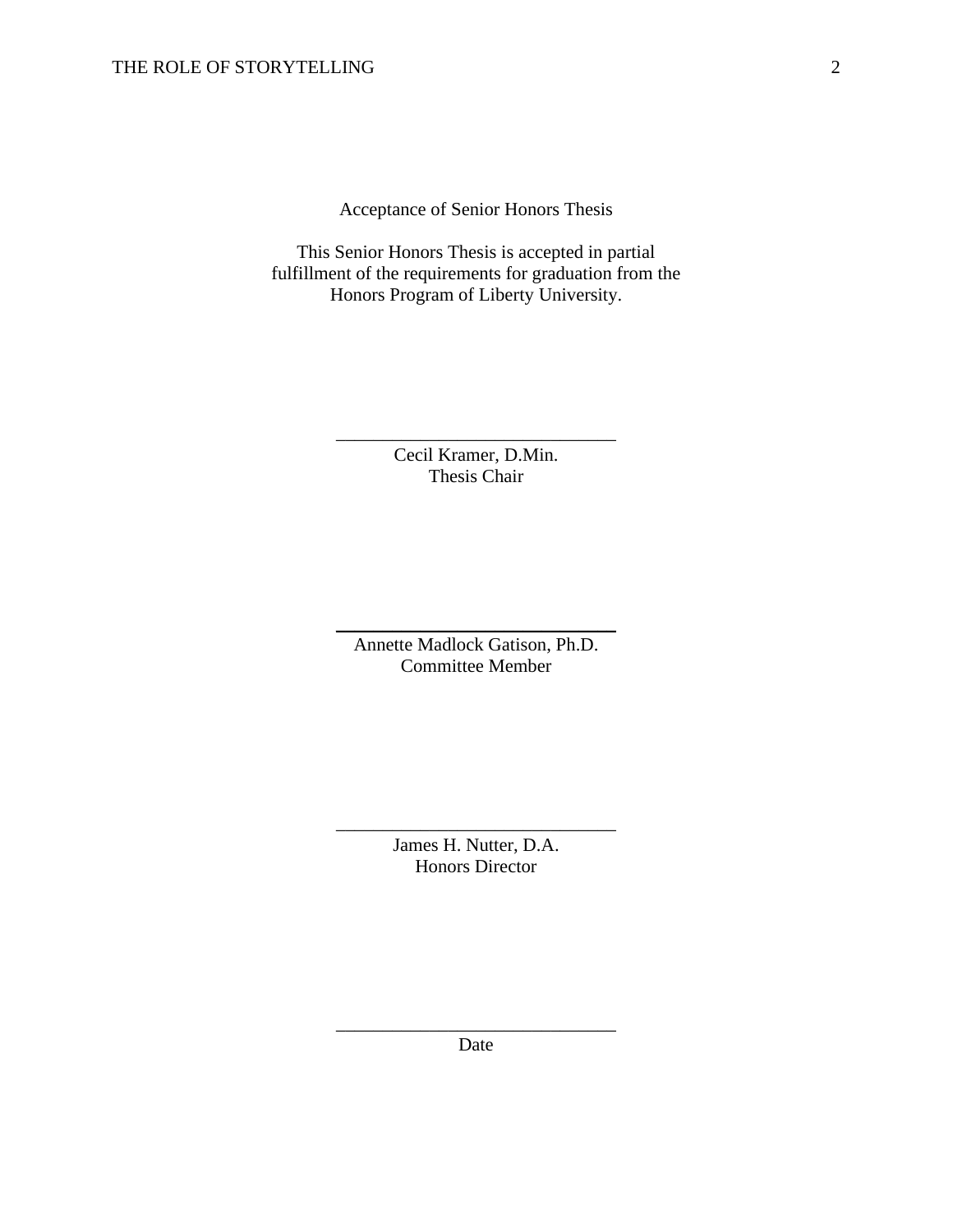Acceptance of Senior Honors Thesis

This Senior Honors Thesis is accepted in partial fulfillment of the requirements for graduation from the Honors Program of Liberty University.

______________________________
Cecil Kramer, D.Min.
Thesis Chair

______________________________
Annette Madlock Gatison, Ph.D.
Committee Member

______________________________
James H. Nutter, D.A.
Honors Director

______________________________
Date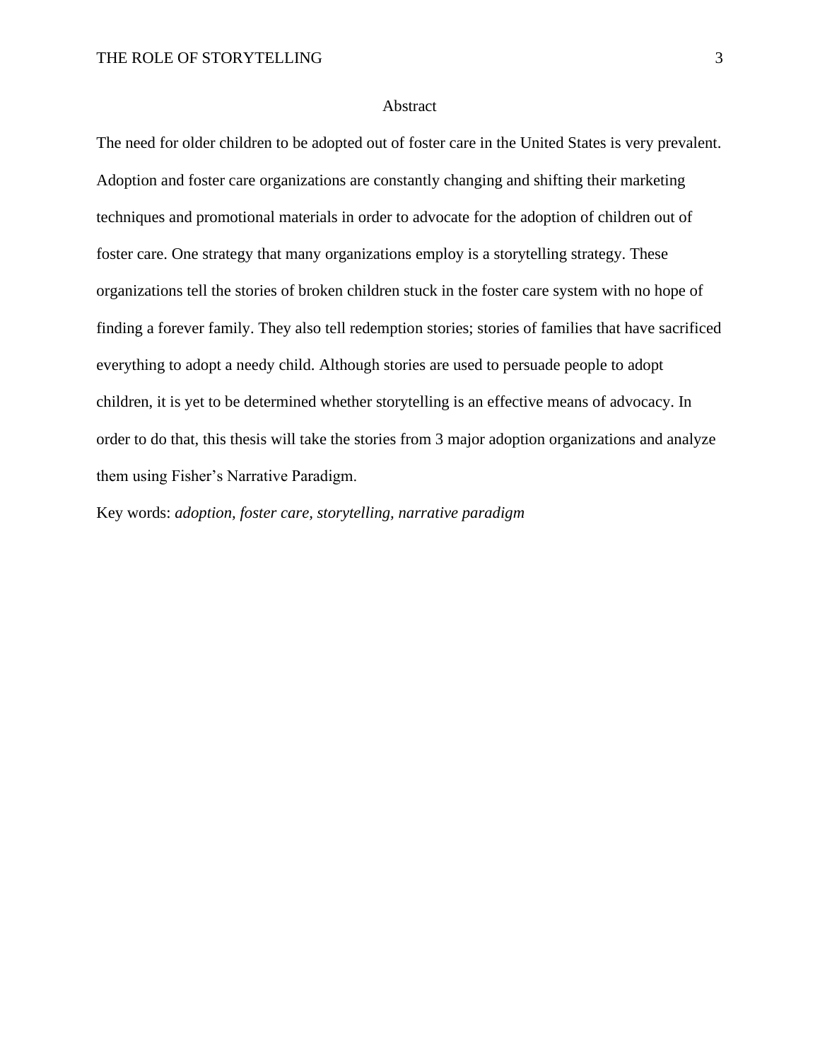# Abstract

The need for older children to be adopted out of foster care in the United States is very prevalent. Adoption and foster care organizations are constantly changing and shifting their marketing techniques and promotional materials in order to advocate for the adoption of children out of foster care. One strategy that many organizations employ is a storytelling strategy. These organizations tell the stories of broken children stuck in the foster care system with no hope of finding a forever family. They also tell redemption stories; stories of families that have sacrificed everything to adopt a needy child. Although stories are used to persuade people to adopt children, it is yet to be determined whether storytelling is an effective means of advocacy. In order to do that, this thesis will take the stories from 3 major adoption organizations and analyze them using Fisher's Narrative Paradigm.

Key words: *adoption, foster care, storytelling, narrative paradigm*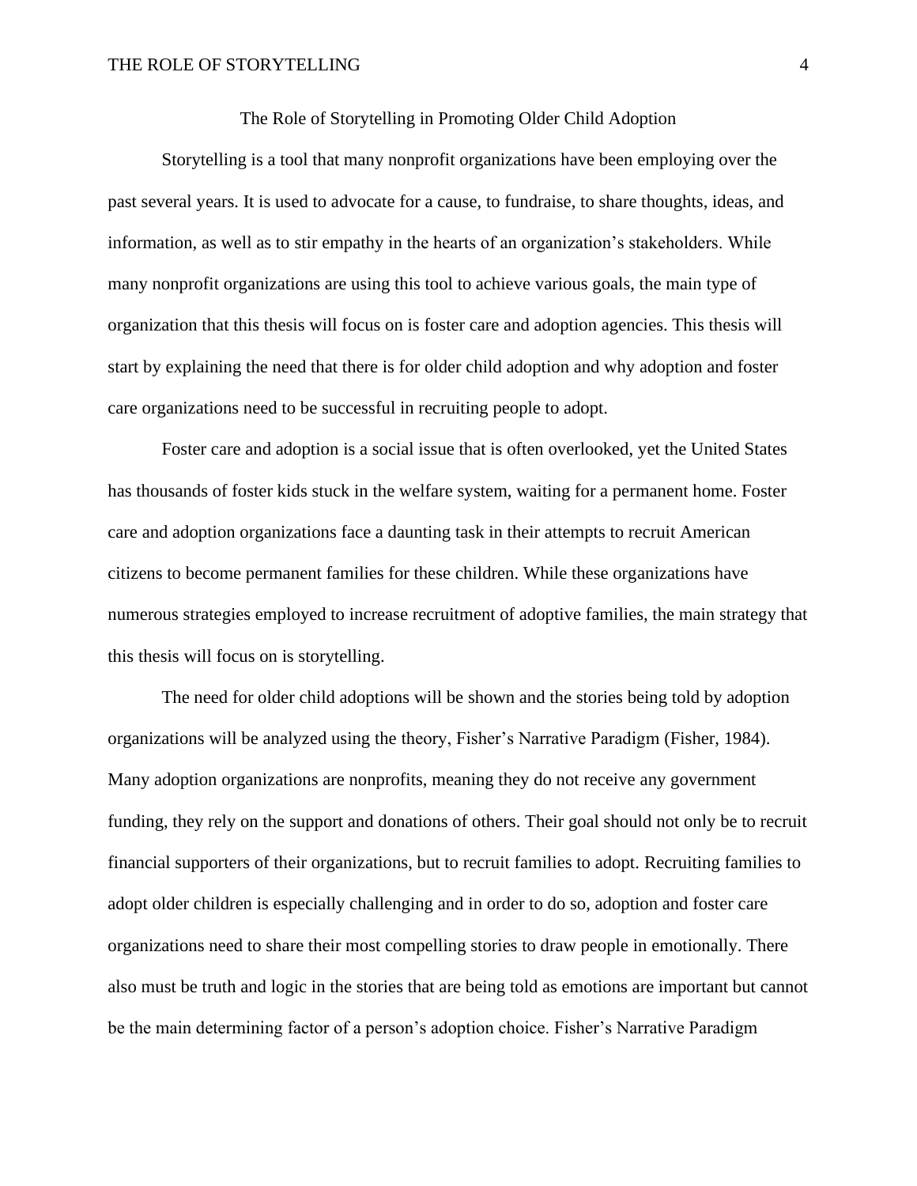# The Role of Storytelling in Promoting Older Child Adoption

Storytelling is a tool that many nonprofit organizations have been employing over the past several years. It is used to advocate for a cause, to fundraise, to share thoughts, ideas, and information, as well as to stir empathy in the hearts of an organization's stakeholders. While many nonprofit organizations are using this tool to achieve various goals, the main type of organization that this thesis will focus on is foster care and adoption agencies. This thesis will start by explaining the need that there is for older child adoption and why adoption and foster care organizations need to be successful in recruiting people to adopt.

Foster care and adoption is a social issue that is often overlooked, yet the United States has thousands of foster kids stuck in the welfare system, waiting for a permanent home. Foster care and adoption organizations face a daunting task in their attempts to recruit American citizens to become permanent families for these children. While these organizations have numerous strategies employed to increase recruitment of adoptive families, the main strategy that this thesis will focus on is storytelling.

The need for older child adoptions will be shown and the stories being told by adoption organizations will be analyzed using the theory, Fisher's Narrative Paradigm (Fisher, 1984). Many adoption organizations are nonprofits, meaning they do not receive any government funding, they rely on the support and donations of others. Their goal should not only be to recruit financial supporters of their organizations, but to recruit families to adopt. Recruiting families to adopt older children is especially challenging and in order to do so, adoption and foster care organizations need to share their most compelling stories to draw people in emotionally. There also must be truth and logic in the stories that are being told as emotions are important but cannot be the main determining factor of a person's adoption choice. Fisher's Narrative Paradigm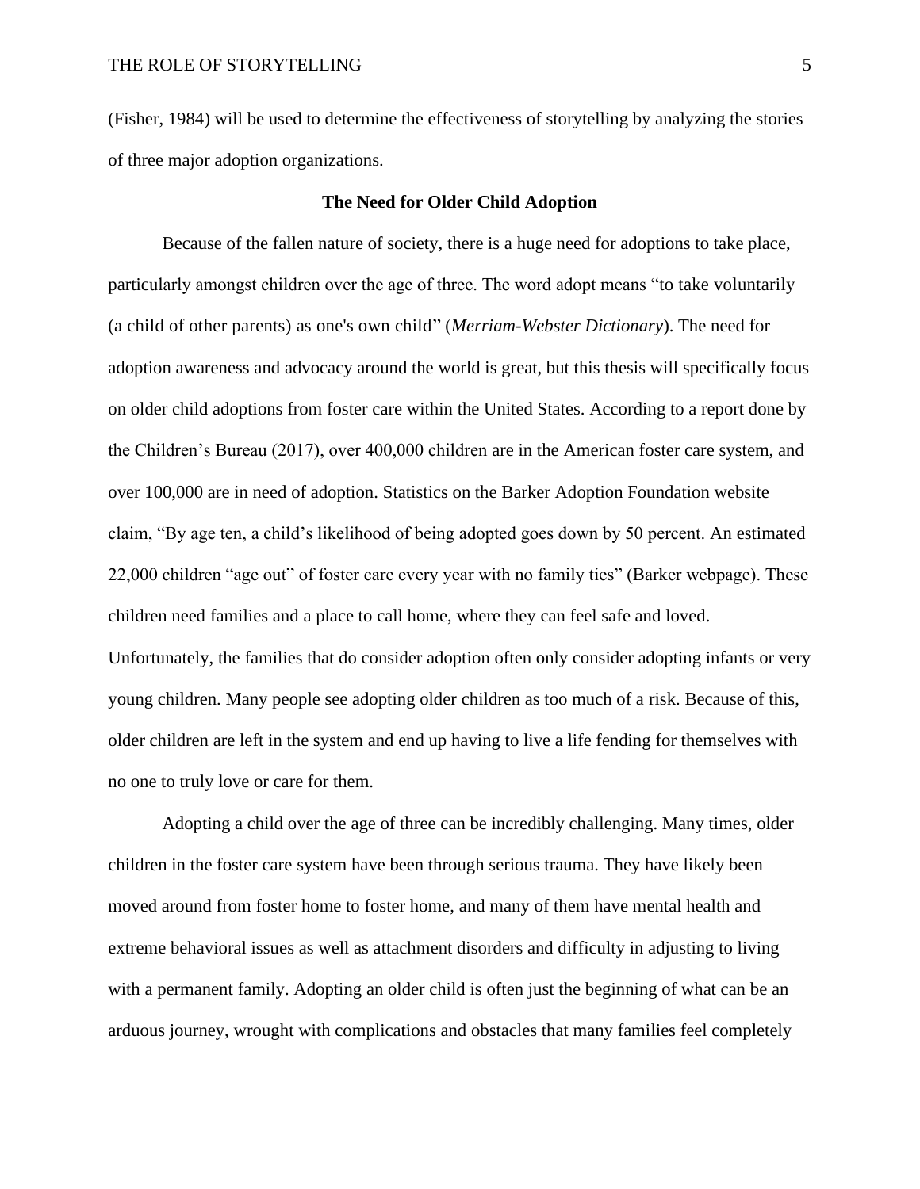(Fisher, 1984) will be used to determine the effectiveness of storytelling by analyzing the stories of three major adoption organizations.

## The Need for Older Child Adoption

Because of the fallen nature of society, there is a huge need for adoptions to take place, particularly amongst children over the age of three. The word adopt means "to take voluntarily (a child of other parents) as one's own child" (*Merriam-Webster Dictionary*). The need for adoption awareness and advocacy around the world is great, but this thesis will specifically focus on older child adoptions from foster care within the United States. According to a report done by the Children's Bureau (2017), over 400,000 children are in the American foster care system, and over 100,000 are in need of adoption. Statistics on the Barker Adoption Foundation website claim, "By age ten, a child's likelihood of being adopted goes down by 50 percent. An estimated 22,000 children "age out" of foster care every year with no family ties" (Barker webpage). These children need families and a place to call home, where they can feel safe and loved. Unfortunately, the families that do consider adoption often only consider adopting infants or very young children. Many people see adopting older children as too much of a risk. Because of this, older children are left in the system and end up having to live a life fending for themselves with no one to truly love or care for them.

Adopting a child over the age of three can be incredibly challenging. Many times, older children in the foster care system have been through serious trauma. They have likely been moved around from foster home to foster home, and many of them have mental health and extreme behavioral issues as well as attachment disorders and difficulty in adjusting to living with a permanent family. Adopting an older child is often just the beginning of what can be an arduous journey, wrought with complications and obstacles that many families feel completely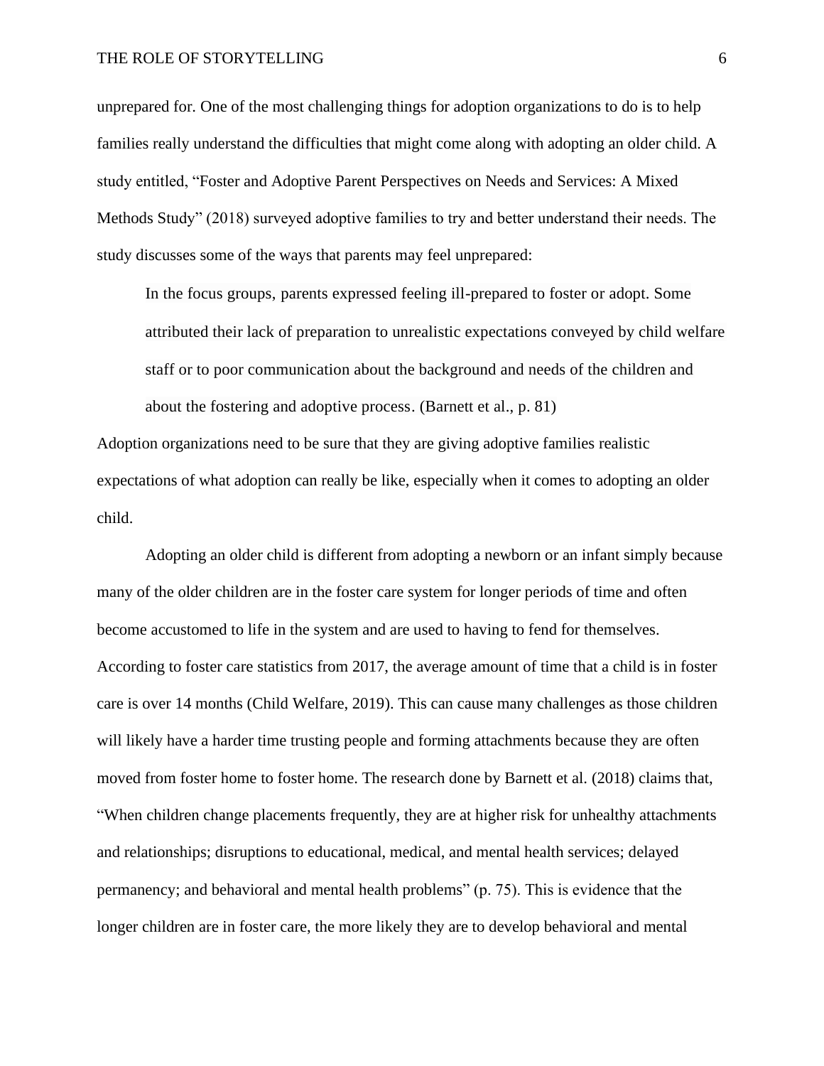unprepared for. One of the most challenging things for adoption organizations to do is to help families really understand the difficulties that might come along with adopting an older child. A study entitled, "Foster and Adoptive Parent Perspectives on Needs and Services: A Mixed Methods Study" (2018) surveyed adoptive families to try and better understand their needs. The study discusses some of the ways that parents may feel unprepared:

> In the focus groups, parents expressed feeling ill-prepared to foster or adopt. Some attributed their lack of preparation to unrealistic expectations conveyed by child welfare staff or to poor communication about the background and needs of the children and about the fostering and adoptive process. (Barnett et al., p. 81)

Adoption organizations need to be sure that they are giving adoptive families realistic expectations of what adoption can really be like, especially when it comes to adopting an older child.

Adopting an older child is different from adopting a newborn or an infant simply because many of the older children are in the foster care system for longer periods of time and often become accustomed to life in the system and are used to having to fend for themselves. According to foster care statistics from 2017, the average amount of time that a child is in foster care is over 14 months (Child Welfare, 2019). This can cause many challenges as those children will likely have a harder time trusting people and forming attachments because they are often moved from foster home to foster home. The research done by Barnett et al. (2018) claims that, "When children change placements frequently, they are at higher risk for unhealthy attachments and relationships; disruptions to educational, medical, and mental health services; delayed permanency; and behavioral and mental health problems" (p. 75). This is evidence that the longer children are in foster care, the more likely they are to develop behavioral and mental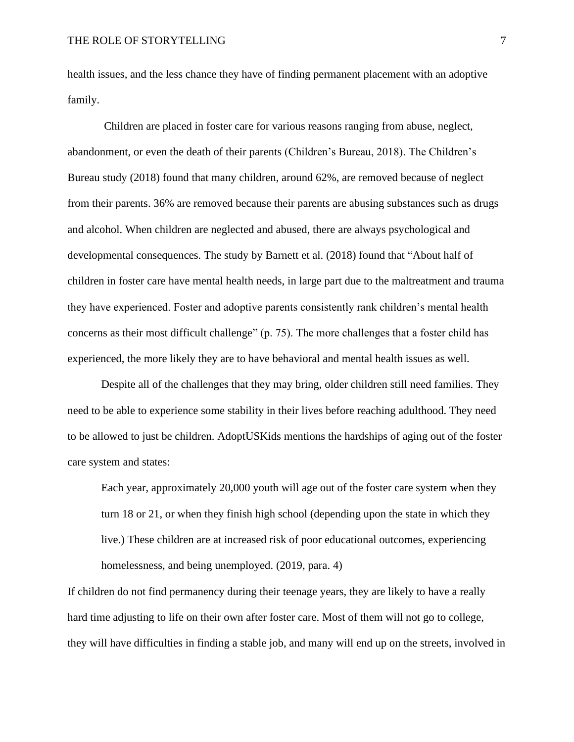health issues, and the less chance they have of finding permanent placement with an adoptive family.

Children are placed in foster care for various reasons ranging from abuse, neglect, abandonment, or even the death of their parents (Children's Bureau, 2018). The Children's Bureau study (2018) found that many children, around 62%, are removed because of neglect from their parents. 36% are removed because their parents are abusing substances such as drugs and alcohol. When children are neglected and abused, there are always psychological and developmental consequences. The study by Barnett et al. (2018) found that "About half of children in foster care have mental health needs, in large part due to the maltreatment and trauma they have experienced. Foster and adoptive parents consistently rank children's mental health concerns as their most difficult challenge" (p. 75). The more challenges that a foster child has experienced, the more likely they are to have behavioral and mental health issues as well.

Despite all of the challenges that they may bring, older children still need families. They need to be able to experience some stability in their lives before reaching adulthood. They need to be allowed to just be children. AdoptUSKids mentions the hardships of aging out of the foster care system and states:

> Each year, approximately 20,000 youth will age out of the foster care system when they turn 18 or 21, or when they finish high school (depending upon the state in which they live.) These children are at increased risk of poor educational outcomes, experiencing homelessness, and being unemployed. (2019, para. 4)

If children do not find permanency during their teenage years, they are likely to have a really hard time adjusting to life on their own after foster care. Most of them will not go to college, they will have difficulties in finding a stable job, and many will end up on the streets, involved in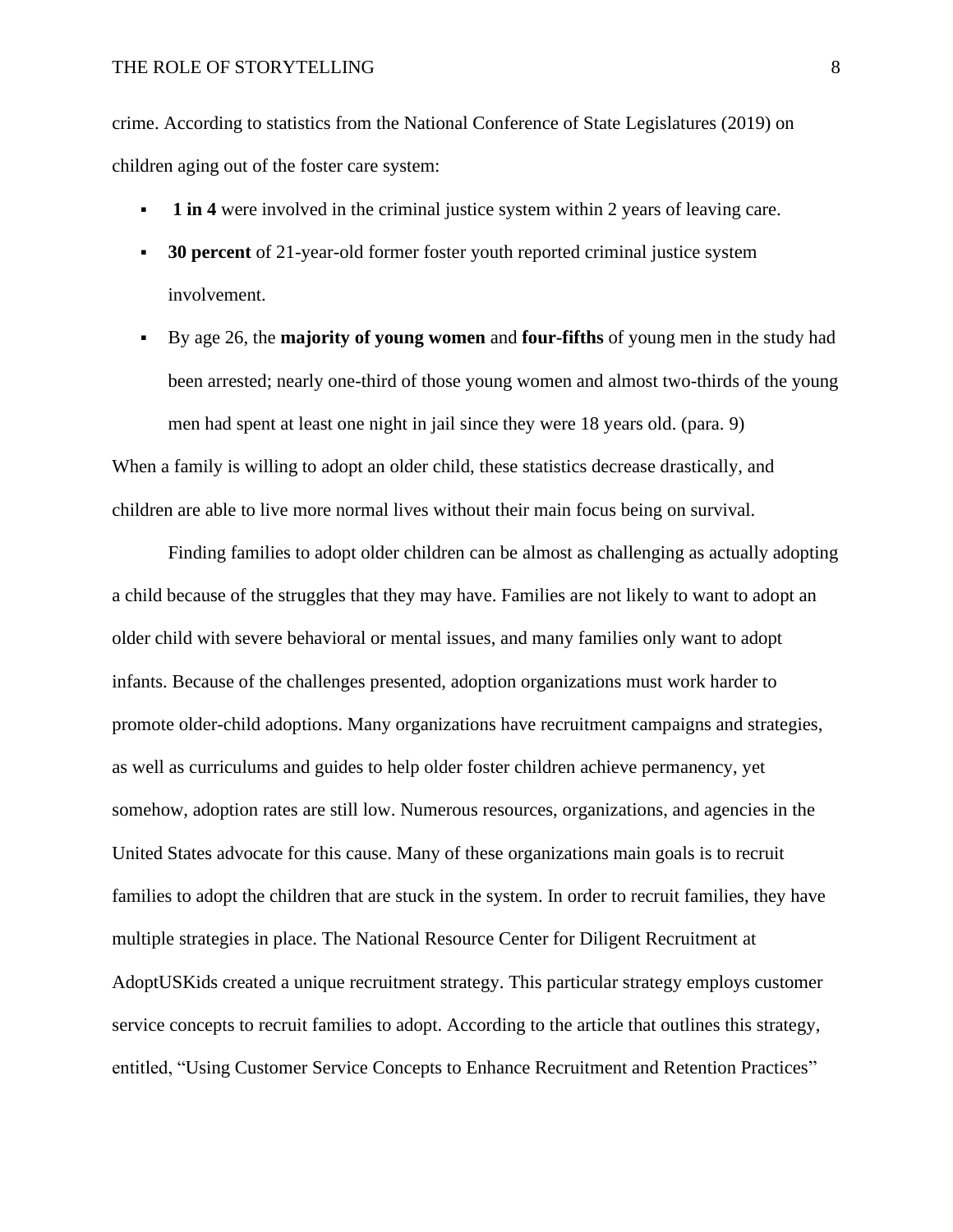crime. According to statistics from the National Conference of State Legislatures (2019) on children aging out of the foster care system:

- **1 in 4** were involved in the criminal justice system within 2 years of leaving care.
- **30 percent** of 21-year-old former foster youth reported criminal justice system involvement.
- By age 26, the **majority of young women** and **four-fifths** of young men in the study had been arrested; nearly one-third of those young women and almost two-thirds of the young men had spent at least one night in jail since they were 18 years old. (para. 9)

When a family is willing to adopt an older child, these statistics decrease drastically, and children are able to live more normal lives without their main focus being on survival.

Finding families to adopt older children can be almost as challenging as actually adopting a child because of the struggles that they may have. Families are not likely to want to adopt an older child with severe behavioral or mental issues, and many families only want to adopt infants. Because of the challenges presented, adoption organizations must work harder to promote older-child adoptions. Many organizations have recruitment campaigns and strategies, as well as curriculums and guides to help older foster children achieve permanency, yet somehow, adoption rates are still low. Numerous resources, organizations, and agencies in the United States advocate for this cause. Many of these organizations main goals is to recruit families to adopt the children that are stuck in the system. In order to recruit families, they have multiple strategies in place. The National Resource Center for Diligent Recruitment at AdoptUSKids created a unique recruitment strategy. This particular strategy employs customer service concepts to recruit families to adopt. According to the article that outlines this strategy, entitled, "Using Customer Service Concepts to Enhance Recruitment and Retention Practices"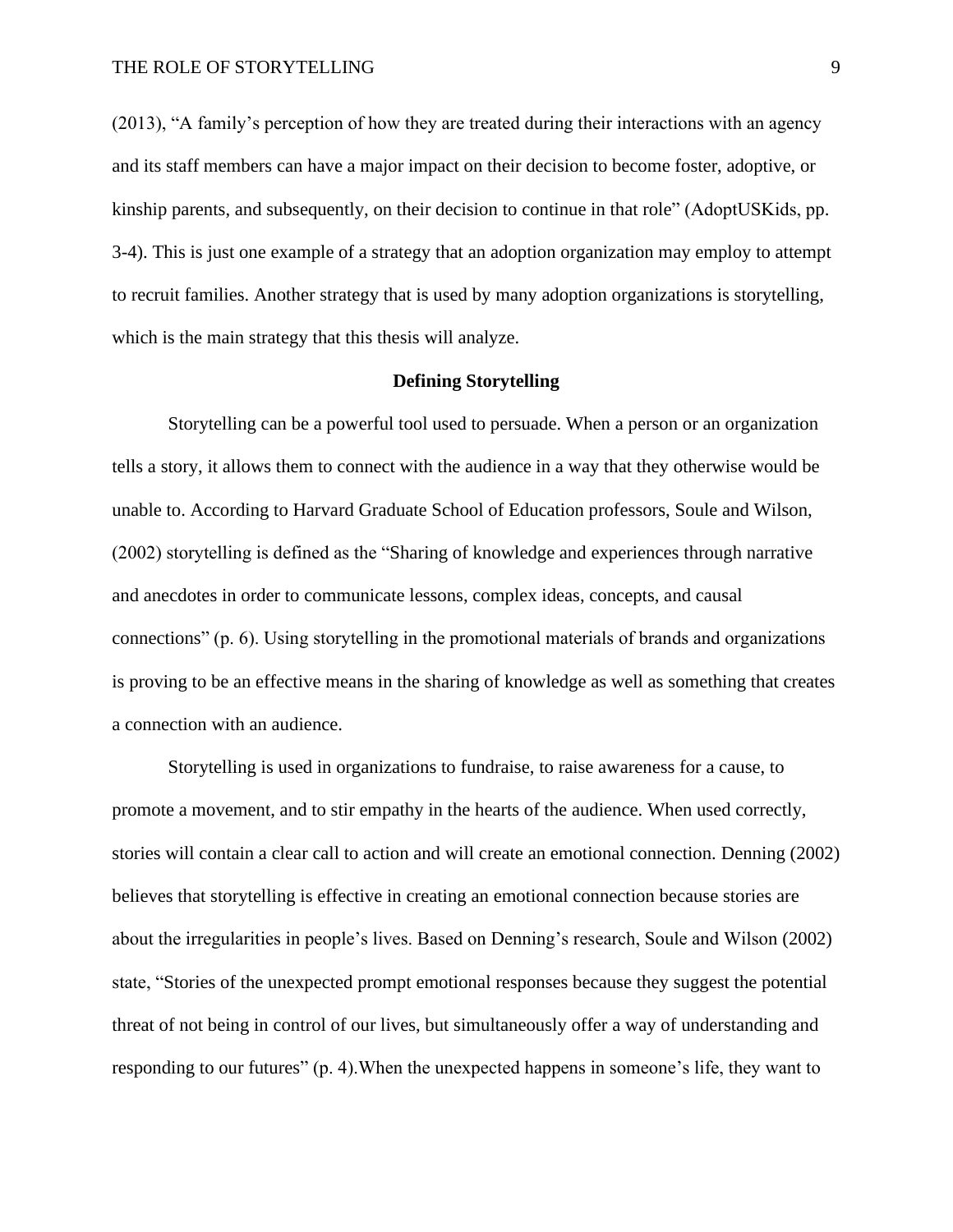(2013), "A family's perception of how they are treated during their interactions with an agency and its staff members can have a major impact on their decision to become foster, adoptive, or kinship parents, and subsequently, on their decision to continue in that role" (AdoptUSKids, pp. 3-4). This is just one example of a strategy that an adoption organization may employ to attempt to recruit families. Another strategy that is used by many adoption organizations is storytelling, which is the main strategy that this thesis will analyze.

## Defining Storytelling

Storytelling can be a powerful tool used to persuade. When a person or an organization tells a story, it allows them to connect with the audience in a way that they otherwise would be unable to. According to Harvard Graduate School of Education professors, Soule and Wilson, (2002) storytelling is defined as the "Sharing of knowledge and experiences through narrative and anecdotes in order to communicate lessons, complex ideas, concepts, and causal connections" (p. 6). Using storytelling in the promotional materials of brands and organizations is proving to be an effective means in the sharing of knowledge as well as something that creates a connection with an audience.

Storytelling is used in organizations to fundraise, to raise awareness for a cause, to promote a movement, and to stir empathy in the hearts of the audience. When used correctly, stories will contain a clear call to action and will create an emotional connection. Denning (2002) believes that storytelling is effective in creating an emotional connection because stories are about the irregularities in people's lives. Based on Denning's research, Soule and Wilson (2002) state, "Stories of the unexpected prompt emotional responses because they suggest the potential threat of not being in control of our lives, but simultaneously offer a way of understanding and responding to our futures" (p. 4).When the unexpected happens in someone's life, they want to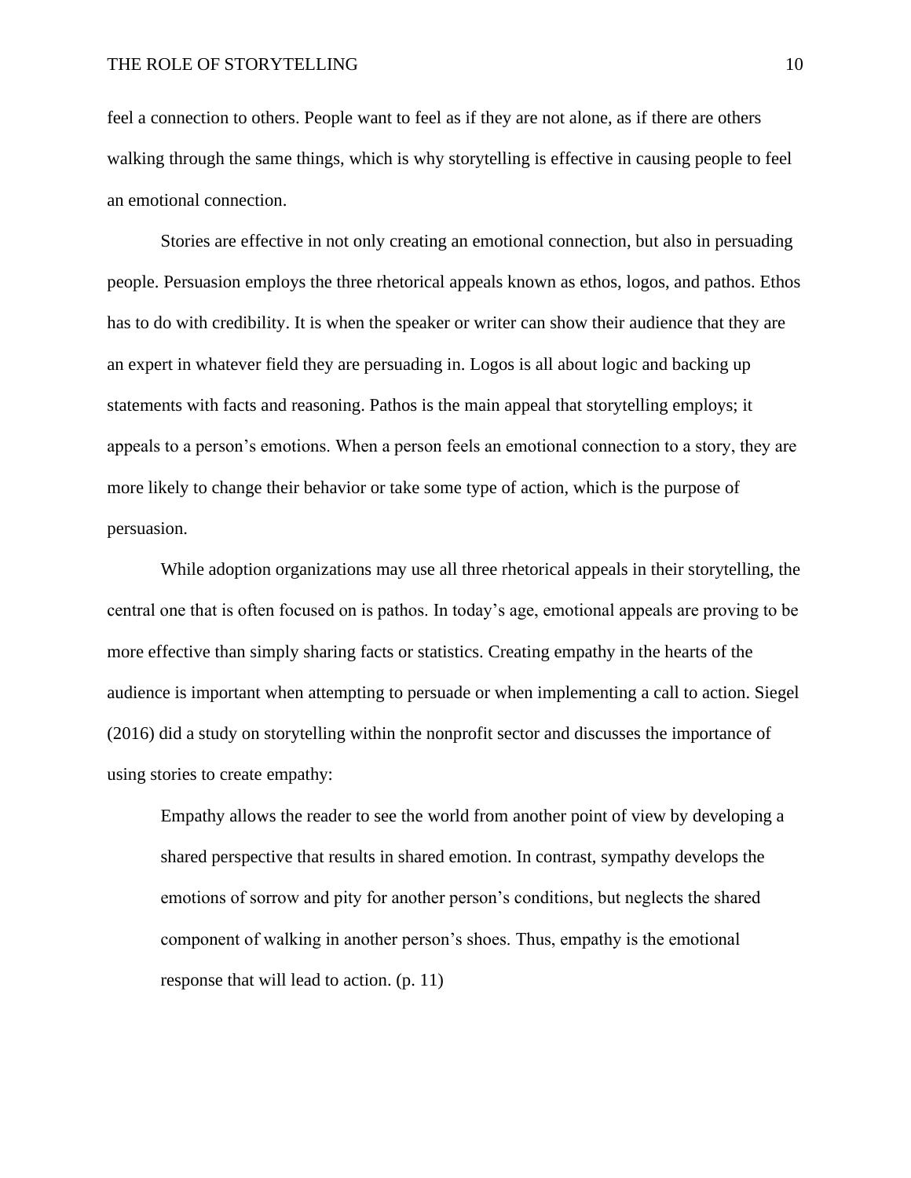feel a connection to others. People want to feel as if they are not alone, as if there are others walking through the same things, which is why storytelling is effective in causing people to feel an emotional connection.

Stories are effective in not only creating an emotional connection, but also in persuading people. Persuasion employs the three rhetorical appeals known as ethos, logos, and pathos. Ethos has to do with credibility. It is when the speaker or writer can show their audience that they are an expert in whatever field they are persuading in. Logos is all about logic and backing up statements with facts and reasoning. Pathos is the main appeal that storytelling employs; it appeals to a person's emotions. When a person feels an emotional connection to a story, they are more likely to change their behavior or take some type of action, which is the purpose of persuasion.

While adoption organizations may use all three rhetorical appeals in their storytelling, the central one that is often focused on is pathos. In today's age, emotional appeals are proving to be more effective than simply sharing facts or statistics. Creating empathy in the hearts of the audience is important when attempting to persuade or when implementing a call to action. Siegel (2016) did a study on storytelling within the nonprofit sector and discusses the importance of using stories to create empathy:

> Empathy allows the reader to see the world from another point of view by developing a shared perspective that results in shared emotion. In contrast, sympathy develops the emotions of sorrow and pity for another person's conditions, but neglects the shared component of walking in another person's shoes. Thus, empathy is the emotional response that will lead to action. (p. 11)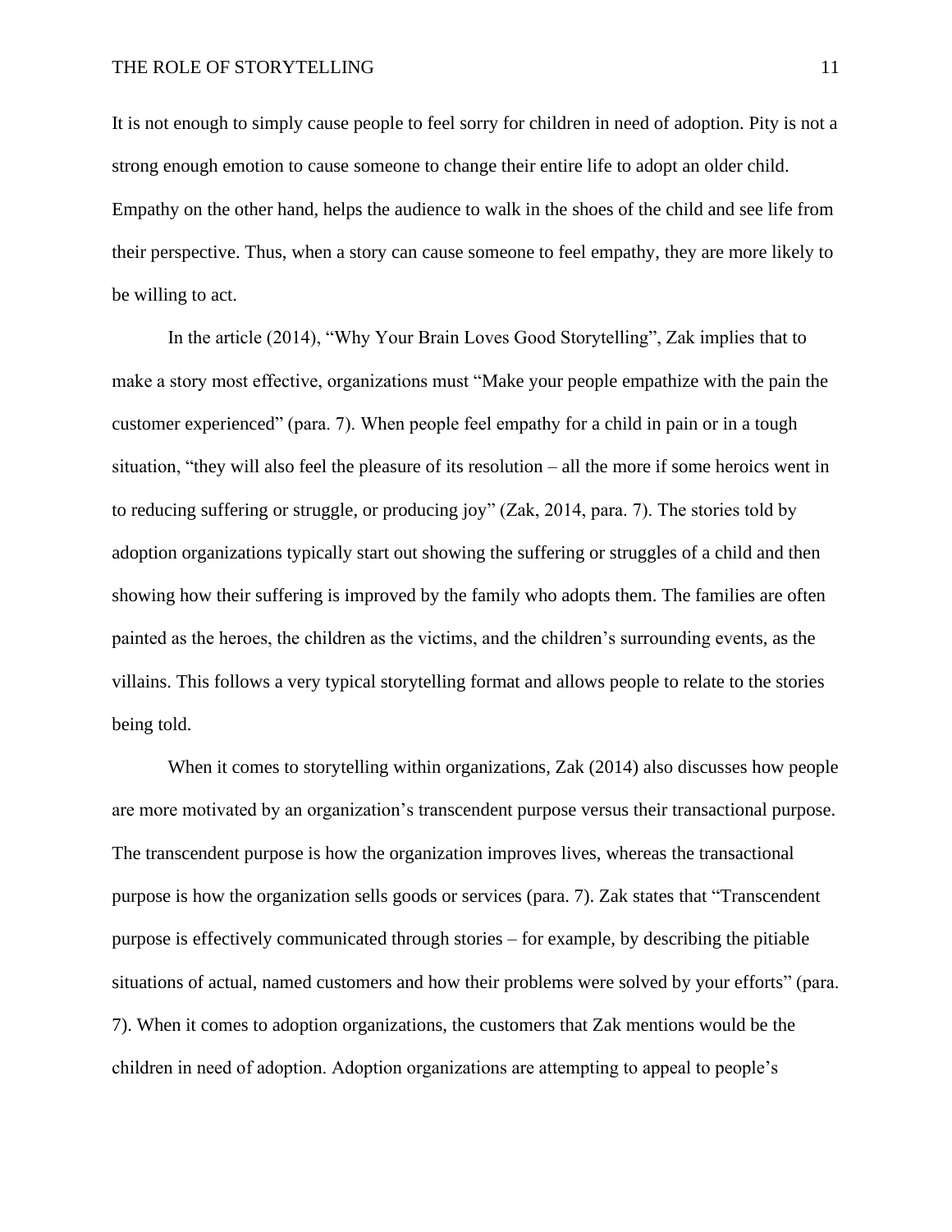It is not enough to simply cause people to feel sorry for children in need of adoption. Pity is not a strong enough emotion to cause someone to change their entire life to adopt an older child. Empathy on the other hand, helps the audience to walk in the shoes of the child and see life from their perspective. Thus, when a story can cause someone to feel empathy, they are more likely to be willing to act.

In the article (2014), "Why Your Brain Loves Good Storytelling", Zak implies that to make a story most effective, organizations must "Make your people empathize with the pain the customer experienced" (para. 7). When people feel empathy for a child in pain or in a tough situation, "they will also feel the pleasure of its resolution – all the more if some heroics went in to reducing suffering or struggle, or producing joy" (Zak, 2014, para. 7). The stories told by adoption organizations typically start out showing the suffering or struggles of a child and then showing how their suffering is improved by the family who adopts them. The families are often painted as the heroes, the children as the victims, and the children's surrounding events, as the villains. This follows a very typical storytelling format and allows people to relate to the stories being told.

When it comes to storytelling within organizations, Zak (2014) also discusses how people are more motivated by an organization's transcendent purpose versus their transactional purpose. The transcendent purpose is how the organization improves lives, whereas the transactional purpose is how the organization sells goods or services (para. 7). Zak states that "Transcendent purpose is effectively communicated through stories – for example, by describing the pitiable situations of actual, named customers and how their problems were solved by your efforts" (para. 7). When it comes to adoption organizations, the customers that Zak mentions would be the children in need of adoption. Adoption organizations are attempting to appeal to people's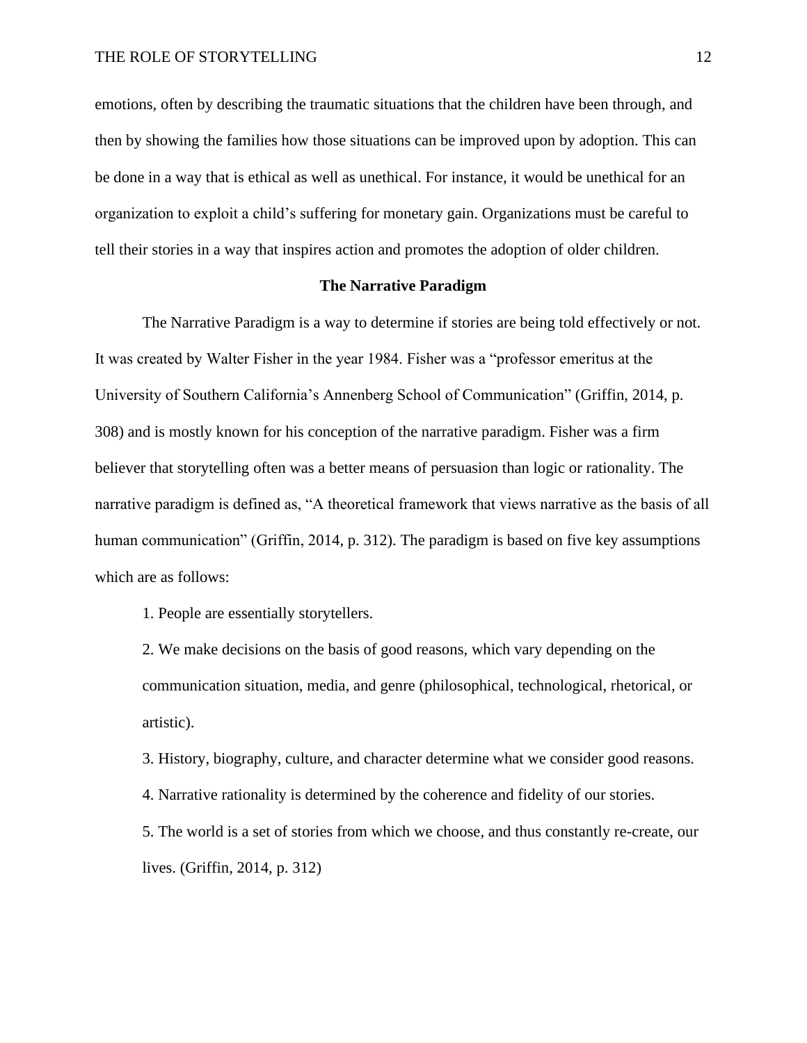emotions, often by describing the traumatic situations that the children have been through, and then by showing the families how those situations can be improved upon by adoption. This can be done in a way that is ethical as well as unethical. For instance, it would be unethical for an organization to exploit a child's suffering for monetary gain. Organizations must be careful to tell their stories in a way that inspires action and promotes the adoption of older children.

## The Narrative Paradigm

The Narrative Paradigm is a way to determine if stories are being told effectively or not. It was created by Walter Fisher in the year 1984. Fisher was a "professor emeritus at the University of Southern California's Annenberg School of Communication" (Griffin, 2014, p. 308) and is mostly known for his conception of the narrative paradigm. Fisher was a firm believer that storytelling often was a better means of persuasion than logic or rationality. The narrative paradigm is defined as, "A theoretical framework that views narrative as the basis of all human communication" (Griffin, 2014, p. 312). The paradigm is based on five key assumptions which are as follows:

> 1. People are essentially storytellers.
> 2. We make decisions on the basis of good reasons, which vary depending on the communication situation, media, and genre (philosophical, technological, rhetorical, or artistic).
> 3. History, biography, culture, and character determine what we consider good reasons.
> 4. Narrative rationality is determined by the coherence and fidelity of our stories.
> 5. The world is a set of stories from which we choose, and thus constantly re-create, our lives. (Griffin, 2014, p. 312)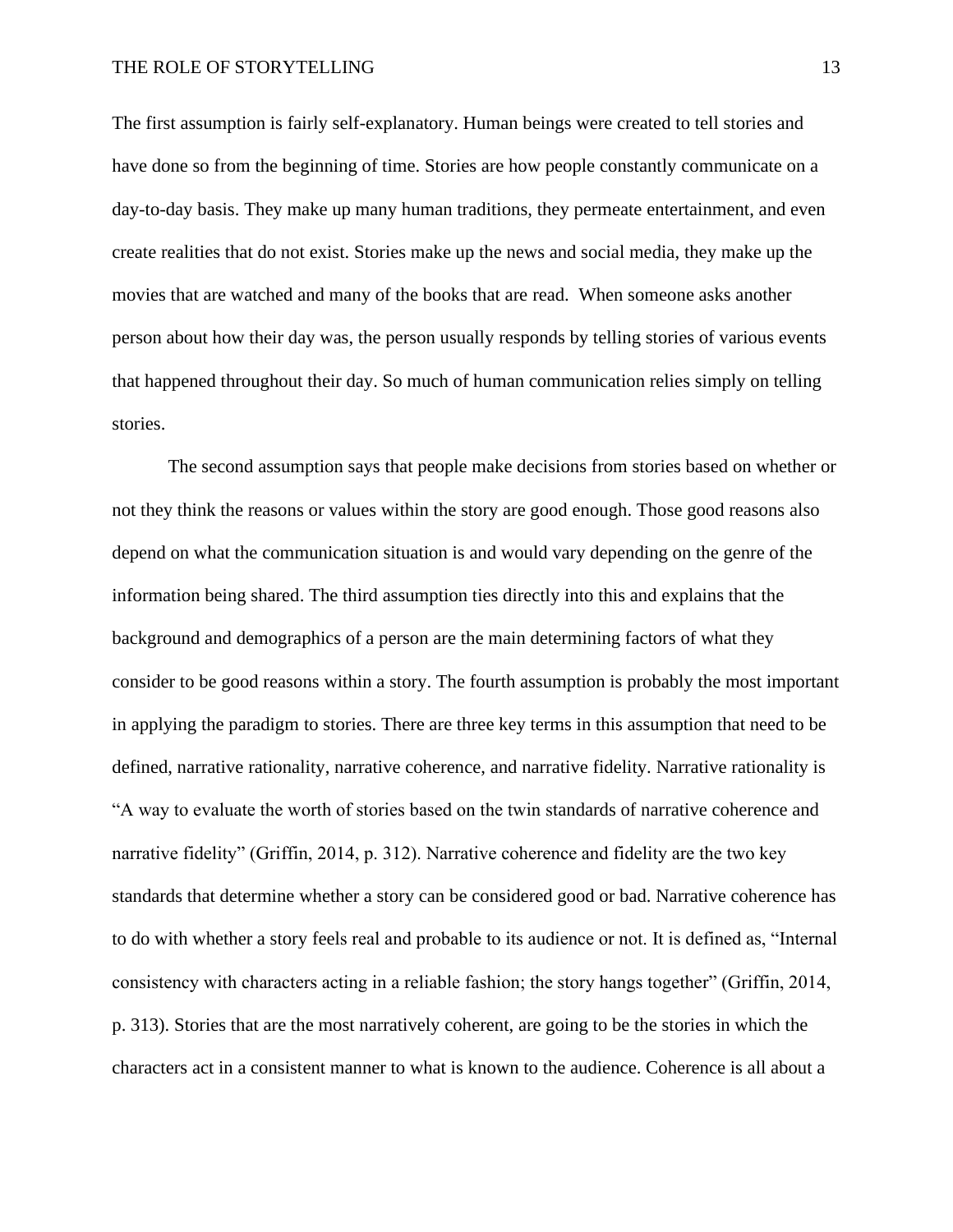The first assumption is fairly self-explanatory. Human beings were created to tell stories and have done so from the beginning of time. Stories are how people constantly communicate on a day-to-day basis. They make up many human traditions, they permeate entertainment, and even create realities that do not exist. Stories make up the news and social media, they make up the movies that are watched and many of the books that are read.  When someone asks another person about how their day was, the person usually responds by telling stories of various events that happened throughout their day. So much of human communication relies simply on telling stories.

The second assumption says that people make decisions from stories based on whether or not they think the reasons or values within the story are good enough. Those good reasons also depend on what the communication situation is and would vary depending on the genre of the information being shared. The third assumption ties directly into this and explains that the background and demographics of a person are the main determining factors of what they consider to be good reasons within a story. The fourth assumption is probably the most important in applying the paradigm to stories. There are three key terms in this assumption that need to be defined, narrative rationality, narrative coherence, and narrative fidelity. Narrative rationality is "A way to evaluate the worth of stories based on the twin standards of narrative coherence and narrative fidelity" (Griffin, 2014, p. 312). Narrative coherence and fidelity are the two key standards that determine whether a story can be considered good or bad. Narrative coherence has to do with whether a story feels real and probable to its audience or not. It is defined as, "Internal consistency with characters acting in a reliable fashion; the story hangs together" (Griffin, 2014, p. 313). Stories that are the most narratively coherent, are going to be the stories in which the characters act in a consistent manner to what is known to the audience. Coherence is all about a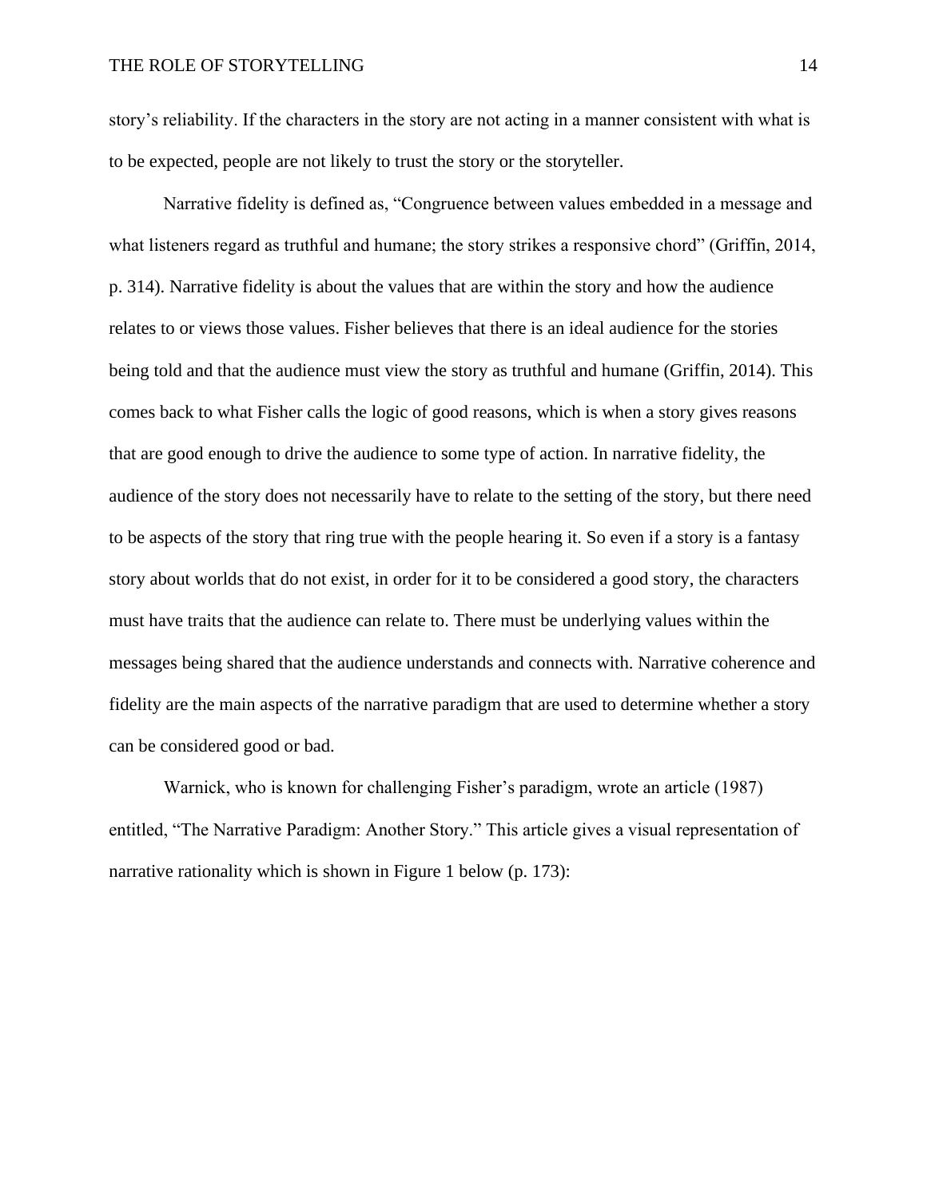story's reliability. If the characters in the story are not acting in a manner consistent with what is to be expected, people are not likely to trust the story or the storyteller.

Narrative fidelity is defined as, "Congruence between values embedded in a message and what listeners regard as truthful and humane; the story strikes a responsive chord" (Griffin, 2014, p. 314). Narrative fidelity is about the values that are within the story and how the audience relates to or views those values. Fisher believes that there is an ideal audience for the stories being told and that the audience must view the story as truthful and humane (Griffin, 2014). This comes back to what Fisher calls the logic of good reasons, which is when a story gives reasons that are good enough to drive the audience to some type of action. In narrative fidelity, the audience of the story does not necessarily have to relate to the setting of the story, but there need to be aspects of the story that ring true with the people hearing it. So even if a story is a fantasy story about worlds that do not exist, in order for it to be considered a good story, the characters must have traits that the audience can relate to. There must be underlying values within the messages being shared that the audience understands and connects with. Narrative coherence and fidelity are the main aspects of the narrative paradigm that are used to determine whether a story can be considered good or bad.

Warnick, who is known for challenging Fisher's paradigm, wrote an article (1987) entitled, "The Narrative Paradigm: Another Story." This article gives a visual representation of narrative rationality which is shown in Figure 1 below (p. 173):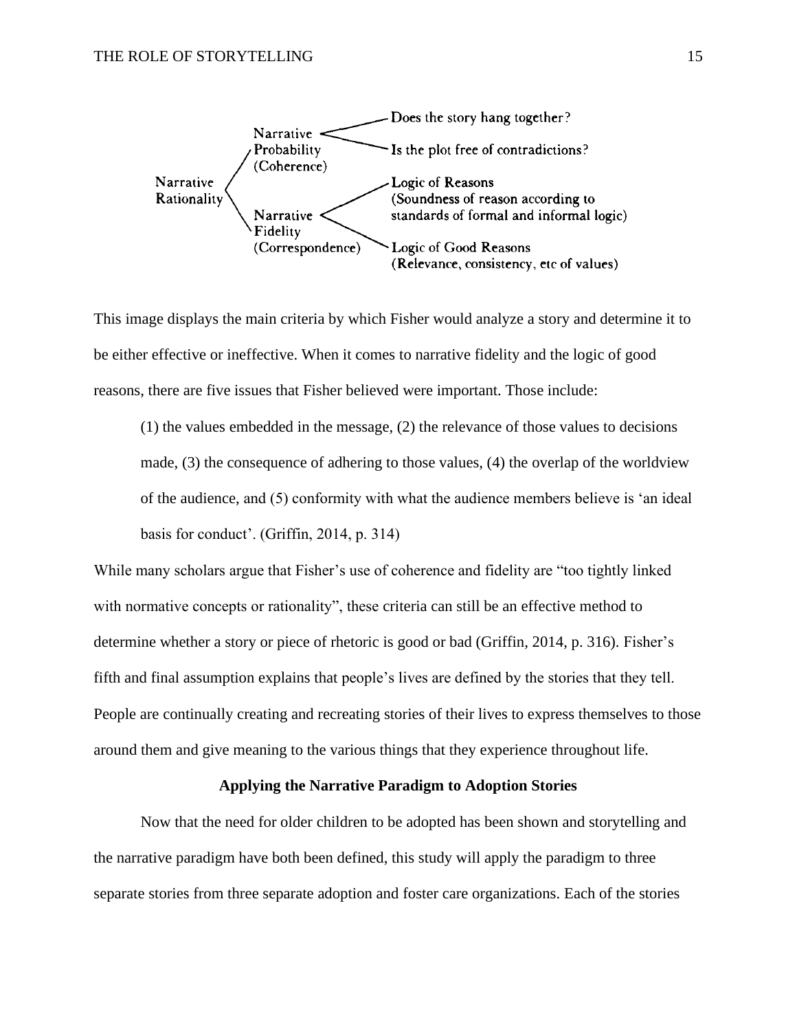Narrative Rationality
- Narrative Probability (Coherence)
  - Does the story hang together?
  - Is the plot free of contradictions?
- Narrative Fidelity (Correspondence)
  - Logic of Reasons (Soundness of reason according to standards of formal and informal logic)
  - Logic of Good Reasons (Relevance, consistency, etc of values)

This image displays the main criteria by which Fisher would analyze a story and determine it to be either effective or ineffective. When it comes to narrative fidelity and the logic of good reasons, there are five issues that Fisher believed were important. Those include:

> (1) the values embedded in the message, (2) the relevance of those values to decisions made, (3) the consequence of adhering to those values, (4) the overlap of the worldview of the audience, and (5) conformity with what the audience members believe is 'an ideal basis for conduct'. (Griffin, 2014, p. 314)

While many scholars argue that Fisher's use of coherence and fidelity are "too tightly linked with normative concepts or rationality", these criteria can still be an effective method to determine whether a story or piece of rhetoric is good or bad (Griffin, 2014, p. 316). Fisher's fifth and final assumption explains that people's lives are defined by the stories that they tell. People are continually creating and recreating stories of their lives to express themselves to those around them and give meaning to the various things that they experience throughout life.

## Applying the Narrative Paradigm to Adoption Stories

Now that the need for older children to be adopted has been shown and storytelling and the narrative paradigm have both been defined, this study will apply the paradigm to three separate stories from three separate adoption and foster care organizations. Each of the stories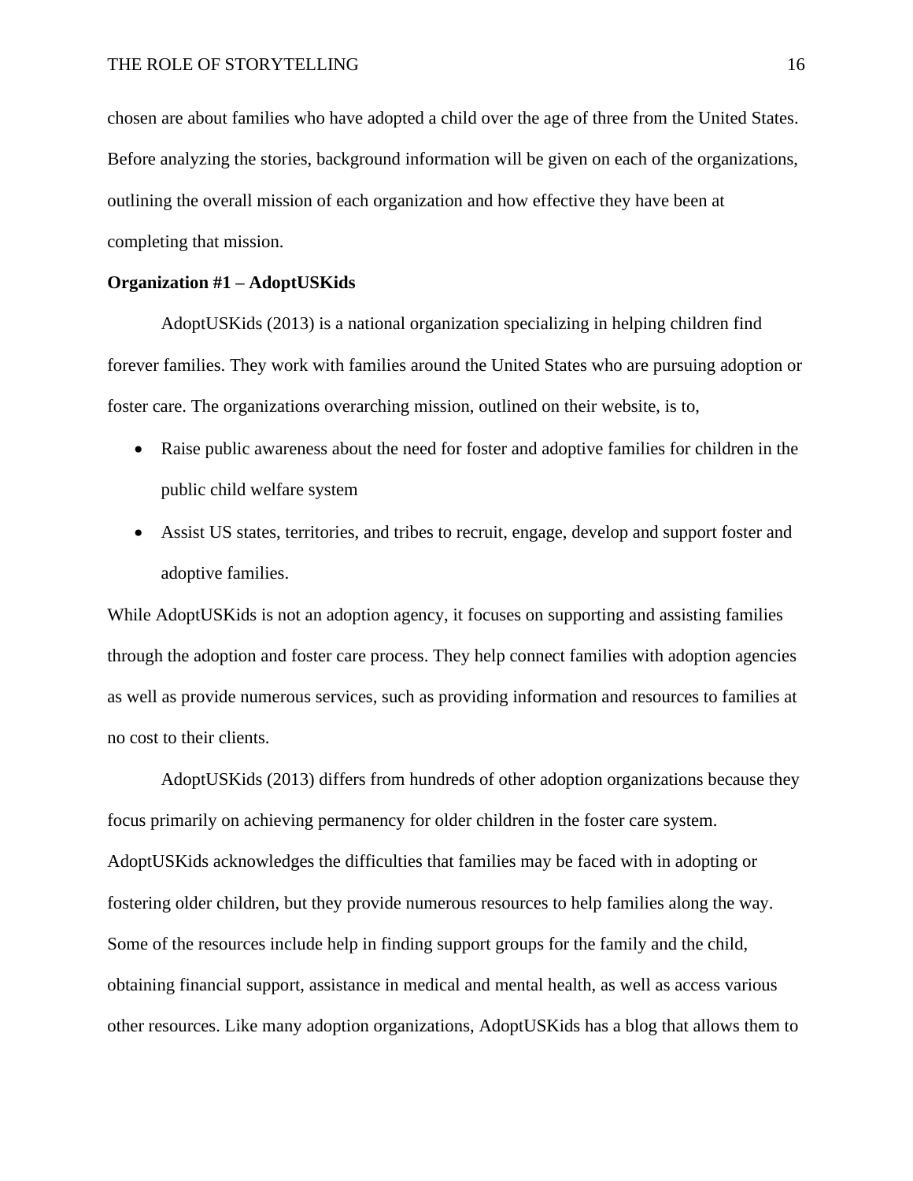chosen are about families who have adopted a child over the age of three from the United States. Before analyzing the stories, background information will be given on each of the organizations, outlining the overall mission of each organization and how effective they have been at completing that mission.

**Organization #1 – AdoptUSKids**

AdoptUSKids (2013) is a national organization specializing in helping children find forever families. They work with families around the United States who are pursuing adoption or foster care. The organizations overarching mission, outlined on their website, is to,

- Raise public awareness about the need for foster and adoptive families for children in the public child welfare system
- Assist US states, territories, and tribes to recruit, engage, develop and support foster and adoptive families.

While AdoptUSKids is not an adoption agency, it focuses on supporting and assisting families through the adoption and foster care process. They help connect families with adoption agencies as well as provide numerous services, such as providing information and resources to families at no cost to their clients.

AdoptUSKids (2013) differs from hundreds of other adoption organizations because they focus primarily on achieving permanency for older children in the foster care system. AdoptUSKids acknowledges the difficulties that families may be faced with in adopting or fostering older children, but they provide numerous resources to help families along the way. Some of the resources include help in finding support groups for the family and the child, obtaining financial support, assistance in medical and mental health, as well as access various other resources. Like many adoption organizations, AdoptUSKids has a blog that allows them to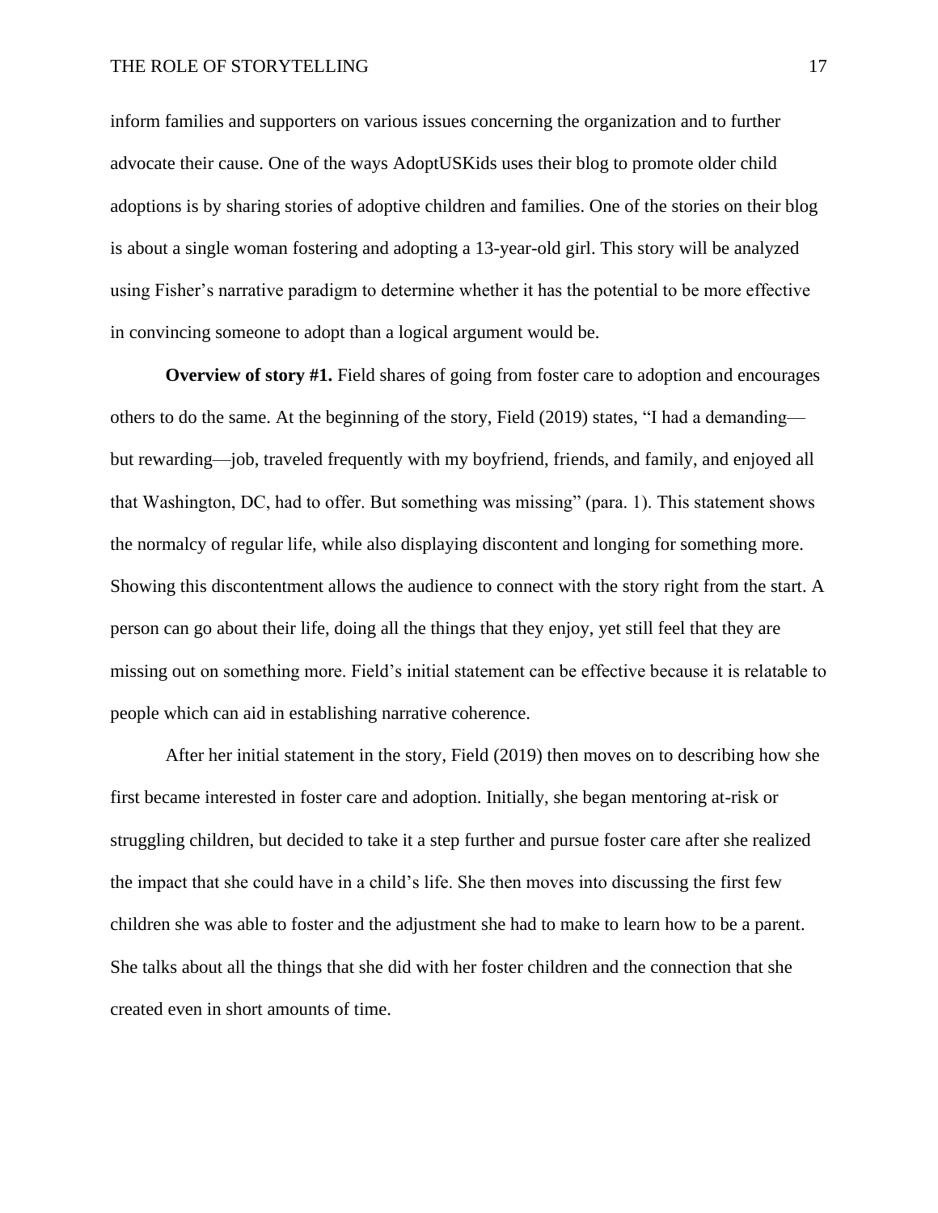inform families and supporters on various issues concerning the organization and to further advocate their cause. One of the ways AdoptUSKids uses their blog to promote older child adoptions is by sharing stories of adoptive children and families. One of the stories on their blog is about a single woman fostering and adopting a 13-year-old girl. This story will be analyzed using Fisher's narrative paradigm to determine whether it has the potential to be more effective in convincing someone to adopt than a logical argument would be.

**Overview of story #1.** Field shares of going from foster care to adoption and encourages others to do the same. At the beginning of the story, Field (2019) states, "I had a demanding—but rewarding—job, traveled frequently with my boyfriend, friends, and family, and enjoyed all that Washington, DC, had to offer. But something was missing" (para. 1). This statement shows the normalcy of regular life, while also displaying discontent and longing for something more. Showing this discontentment allows the audience to connect with the story right from the start. A person can go about their life, doing all the things that they enjoy, yet still feel that they are missing out on something more. Field's initial statement can be effective because it is relatable to people which can aid in establishing narrative coherence.

After her initial statement in the story, Field (2019) then moves on to describing how she first became interested in foster care and adoption. Initially, she began mentoring at-risk or struggling children, but decided to take it a step further and pursue foster care after she realized the impact that she could have in a child's life. She then moves into discussing the first few children she was able to foster and the adjustment she had to make to learn how to be a parent. She talks about all the things that she did with her foster children and the connection that she created even in short amounts of time.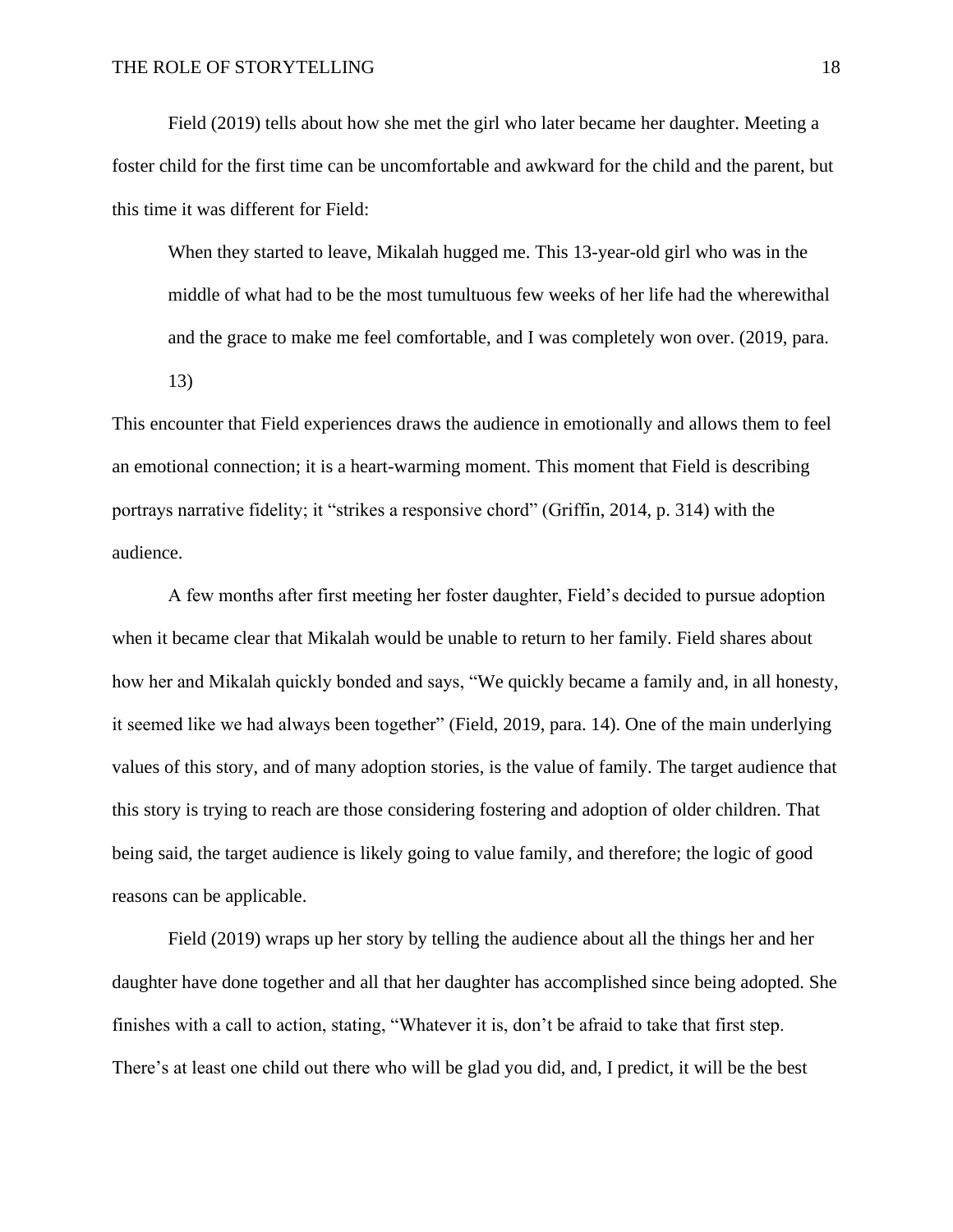Field (2019) tells about how she met the girl who later became her daughter. Meeting a foster child for the first time can be uncomfortable and awkward for the child and the parent, but this time it was different for Field:

> When they started to leave, Mikalah hugged me. This 13-year-old girl who was in the middle of what had to be the most tumultuous few weeks of her life had the wherewithal and the grace to make me feel comfortable, and I was completely won over. (2019, para. 13)

This encounter that Field experiences draws the audience in emotionally and allows them to feel an emotional connection; it is a heart-warming moment. This moment that Field is describing portrays narrative fidelity; it "strikes a responsive chord" (Griffin, 2014, p. 314) with the audience.

A few months after first meeting her foster daughter, Field's decided to pursue adoption when it became clear that Mikalah would be unable to return to her family. Field shares about how her and Mikalah quickly bonded and says, "We quickly became a family and, in all honesty, it seemed like we had always been together" (Field, 2019, para. 14). One of the main underlying values of this story, and of many adoption stories, is the value of family. The target audience that this story is trying to reach are those considering fostering and adoption of older children. That being said, the target audience is likely going to value family, and therefore; the logic of good reasons can be applicable.

Field (2019) wraps up her story by telling the audience about all the things her and her daughter have done together and all that her daughter has accomplished since being adopted. She finishes with a call to action, stating, "Whatever it is, don't be afraid to take that first step. There's at least one child out there who will be glad you did, and, I predict, it will be the best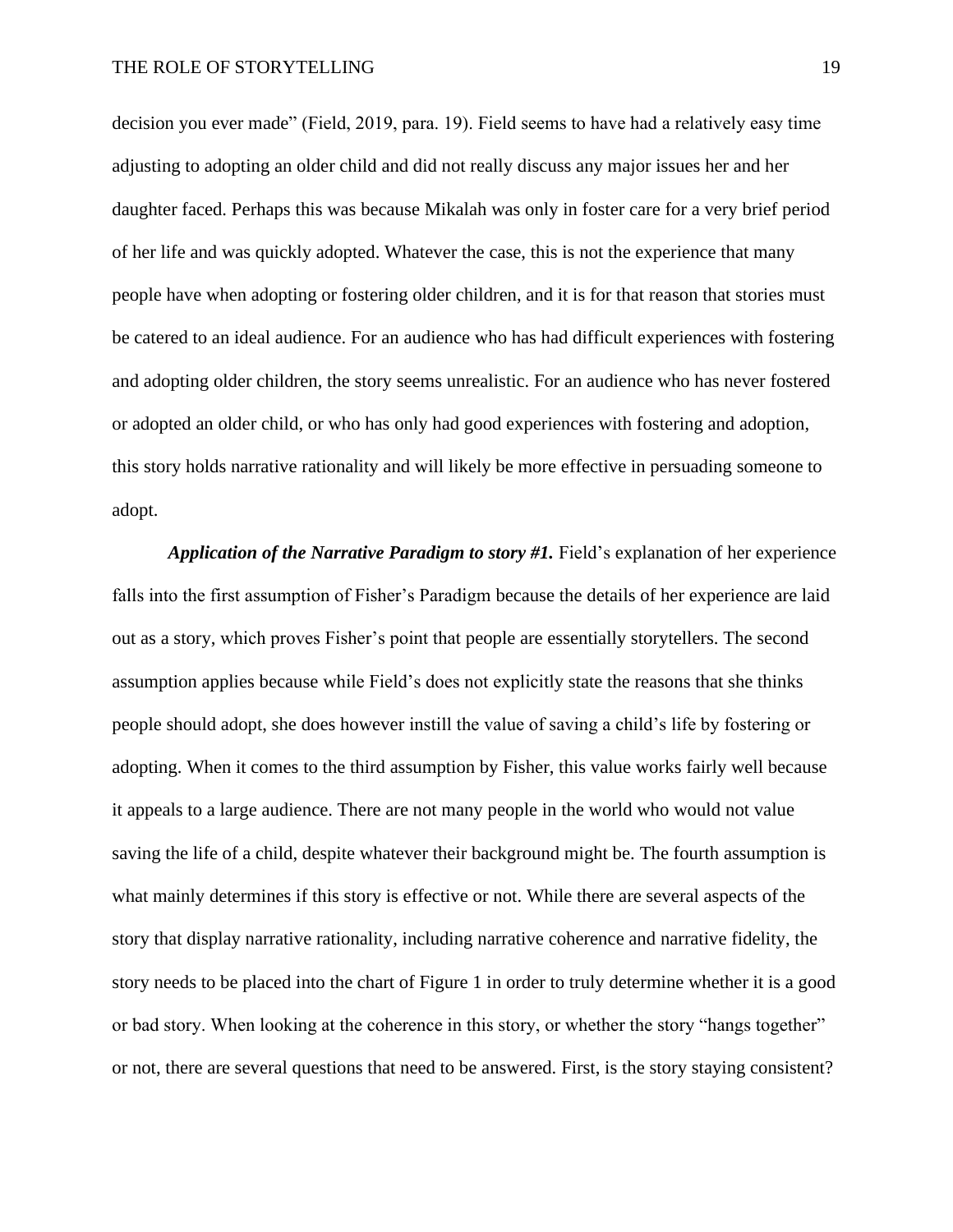decision you ever made" (Field, 2019, para. 19). Field seems to have had a relatively easy time adjusting to adopting an older child and did not really discuss any major issues her and her daughter faced. Perhaps this was because Mikalah was only in foster care for a very brief period of her life and was quickly adopted. Whatever the case, this is not the experience that many people have when adopting or fostering older children, and it is for that reason that stories must be catered to an ideal audience. For an audience who has had difficult experiences with fostering and adopting older children, the story seems unrealistic. For an audience who has never fostered or adopted an older child, or who has only had good experiences with fostering and adoption, this story holds narrative rationality and will likely be more effective in persuading someone to adopt.

***Application of the Narrative Paradigm to story #1.*** Field's explanation of her experience falls into the first assumption of Fisher's Paradigm because the details of her experience are laid out as a story, which proves Fisher's point that people are essentially storytellers. The second assumption applies because while Field's does not explicitly state the reasons that she thinks people should adopt, she does however instill the value of saving a child's life by fostering or adopting. When it comes to the third assumption by Fisher, this value works fairly well because it appeals to a large audience. There are not many people in the world who would not value saving the life of a child, despite whatever their background might be. The fourth assumption is what mainly determines if this story is effective or not. While there are several aspects of the story that display narrative rationality, including narrative coherence and narrative fidelity, the story needs to be placed into the chart of Figure 1 in order to truly determine whether it is a good or bad story. When looking at the coherence in this story, or whether the story "hangs together" or not, there are several questions that need to be answered. First, is the story staying consistent?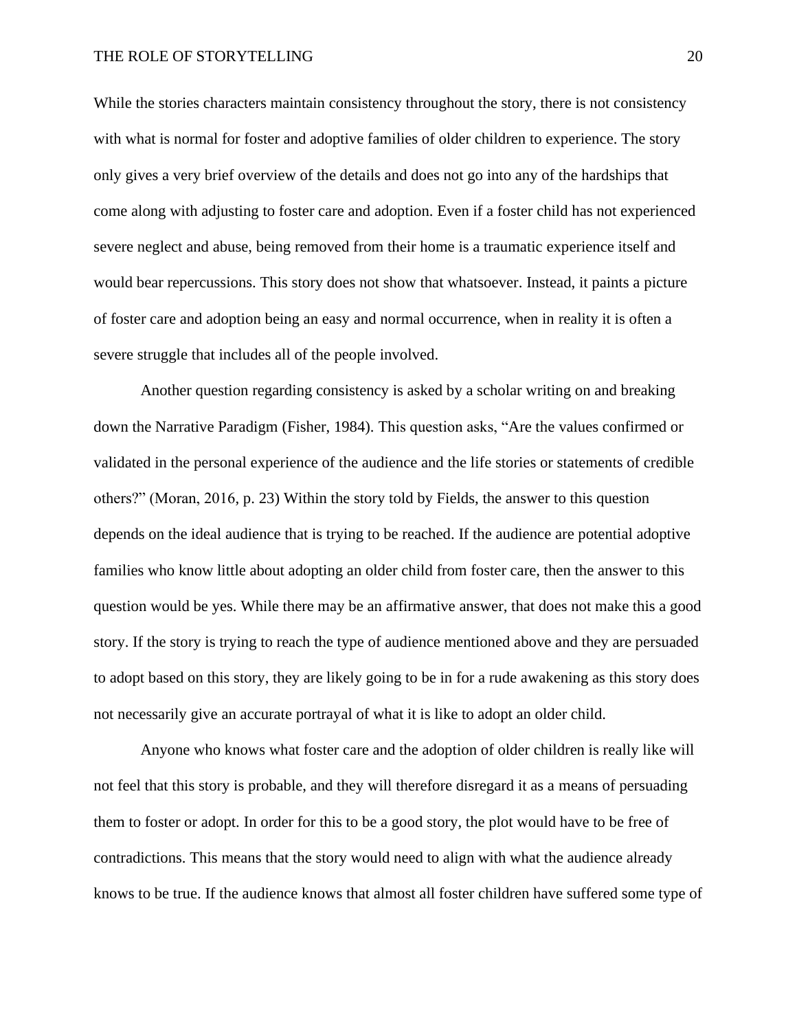While the stories characters maintain consistency throughout the story, there is not consistency with what is normal for foster and adoptive families of older children to experience. The story only gives a very brief overview of the details and does not go into any of the hardships that come along with adjusting to foster care and adoption. Even if a foster child has not experienced severe neglect and abuse, being removed from their home is a traumatic experience itself and would bear repercussions. This story does not show that whatsoever. Instead, it paints a picture of foster care and adoption being an easy and normal occurrence, when in reality it is often a severe struggle that includes all of the people involved.

Another question regarding consistency is asked by a scholar writing on and breaking down the Narrative Paradigm (Fisher, 1984). This question asks, "Are the values confirmed or validated in the personal experience of the audience and the life stories or statements of credible others?" (Moran, 2016, p. 23) Within the story told by Fields, the answer to this question depends on the ideal audience that is trying to be reached. If the audience are potential adoptive families who know little about adopting an older child from foster care, then the answer to this question would be yes. While there may be an affirmative answer, that does not make this a good story. If the story is trying to reach the type of audience mentioned above and they are persuaded to adopt based on this story, they are likely going to be in for a rude awakening as this story does not necessarily give an accurate portrayal of what it is like to adopt an older child.

Anyone who knows what foster care and the adoption of older children is really like will not feel that this story is probable, and they will therefore disregard it as a means of persuading them to foster or adopt. In order for this to be a good story, the plot would have to be free of contradictions. This means that the story would need to align with what the audience already knows to be true. If the audience knows that almost all foster children have suffered some type of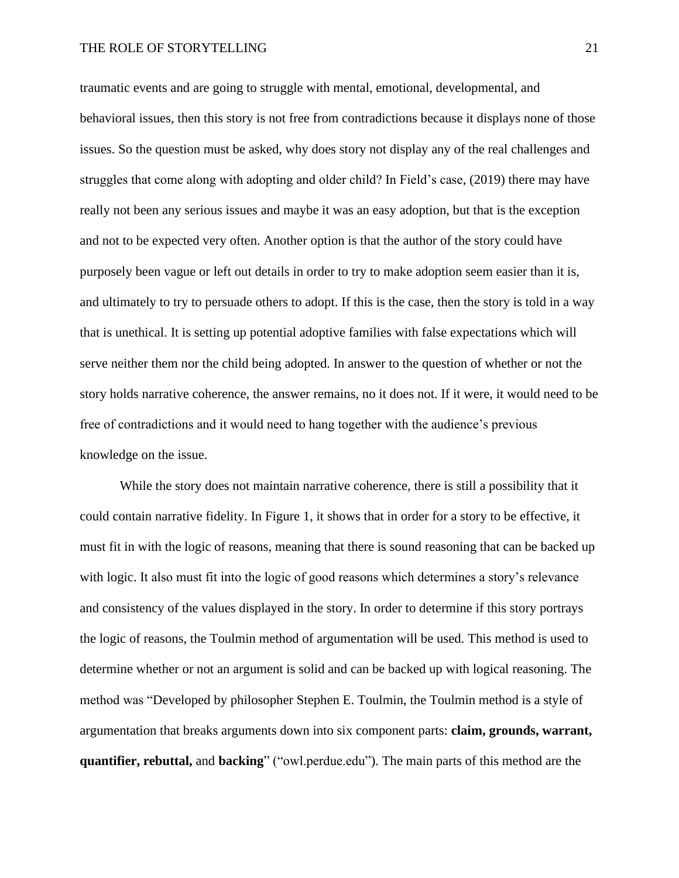traumatic events and are going to struggle with mental, emotional, developmental, and behavioral issues, then this story is not free from contradictions because it displays none of those issues. So the question must be asked, why does story not display any of the real challenges and struggles that come along with adopting and older child? In Field's case, (2019) there may have really not been any serious issues and maybe it was an easy adoption, but that is the exception and not to be expected very often. Another option is that the author of the story could have purposely been vague or left out details in order to try to make adoption seem easier than it is, and ultimately to try to persuade others to adopt. If this is the case, then the story is told in a way that is unethical. It is setting up potential adoptive families with false expectations which will serve neither them nor the child being adopted. In answer to the question of whether or not the story holds narrative coherence, the answer remains, no it does not. If it were, it would need to be free of contradictions and it would need to hang together with the audience's previous knowledge on the issue.

While the story does not maintain narrative coherence, there is still a possibility that it could contain narrative fidelity. In Figure 1, it shows that in order for a story to be effective, it must fit in with the logic of reasons, meaning that there is sound reasoning that can be backed up with logic. It also must fit into the logic of good reasons which determines a story's relevance and consistency of the values displayed in the story. In order to determine if this story portrays the logic of reasons, the Toulmin method of argumentation will be used. This method is used to determine whether or not an argument is solid and can be backed up with logical reasoning. The method was "Developed by philosopher Stephen E. Toulmin, the Toulmin method is a style of argumentation that breaks arguments down into six component parts: **claim, grounds, warrant, quantifier, rebuttal,** and **backing**" ("owl.perdue.edu"). The main parts of this method are the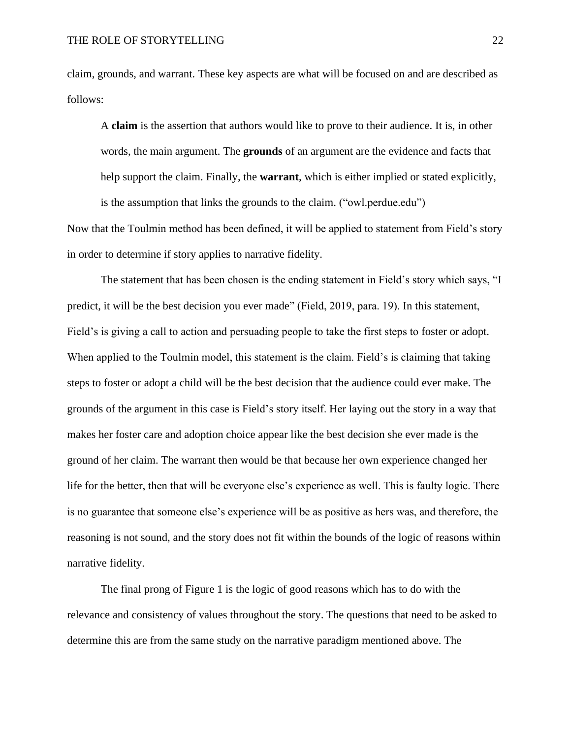claim, grounds, and warrant. These key aspects are what will be focused on and are described as follows:

> A **claim** is the assertion that authors would like to prove to their audience. It is, in other words, the main argument. The **grounds** of an argument are the evidence and facts that help support the claim. Finally, the **warrant**, which is either implied or stated explicitly, is the assumption that links the grounds to the claim. ("owl.perdue.edu")

Now that the Toulmin method has been defined, it will be applied to statement from Field's story in order to determine if story applies to narrative fidelity.

The statement that has been chosen is the ending statement in Field's story which says, "I predict, it will be the best decision you ever made" (Field, 2019, para. 19). In this statement, Field's is giving a call to action and persuading people to take the first steps to foster or adopt. When applied to the Toulmin model, this statement is the claim. Field's is claiming that taking steps to foster or adopt a child will be the best decision that the audience could ever make. The grounds of the argument in this case is Field's story itself. Her laying out the story in a way that makes her foster care and adoption choice appear like the best decision she ever made is the ground of her claim. The warrant then would be that because her own experience changed her life for the better, then that will be everyone else's experience as well. This is faulty logic. There is no guarantee that someone else's experience will be as positive as hers was, and therefore, the reasoning is not sound, and the story does not fit within the bounds of the logic of reasons within narrative fidelity.

The final prong of Figure 1 is the logic of good reasons which has to do with the relevance and consistency of values throughout the story. The questions that need to be asked to determine this are from the same study on the narrative paradigm mentioned above. The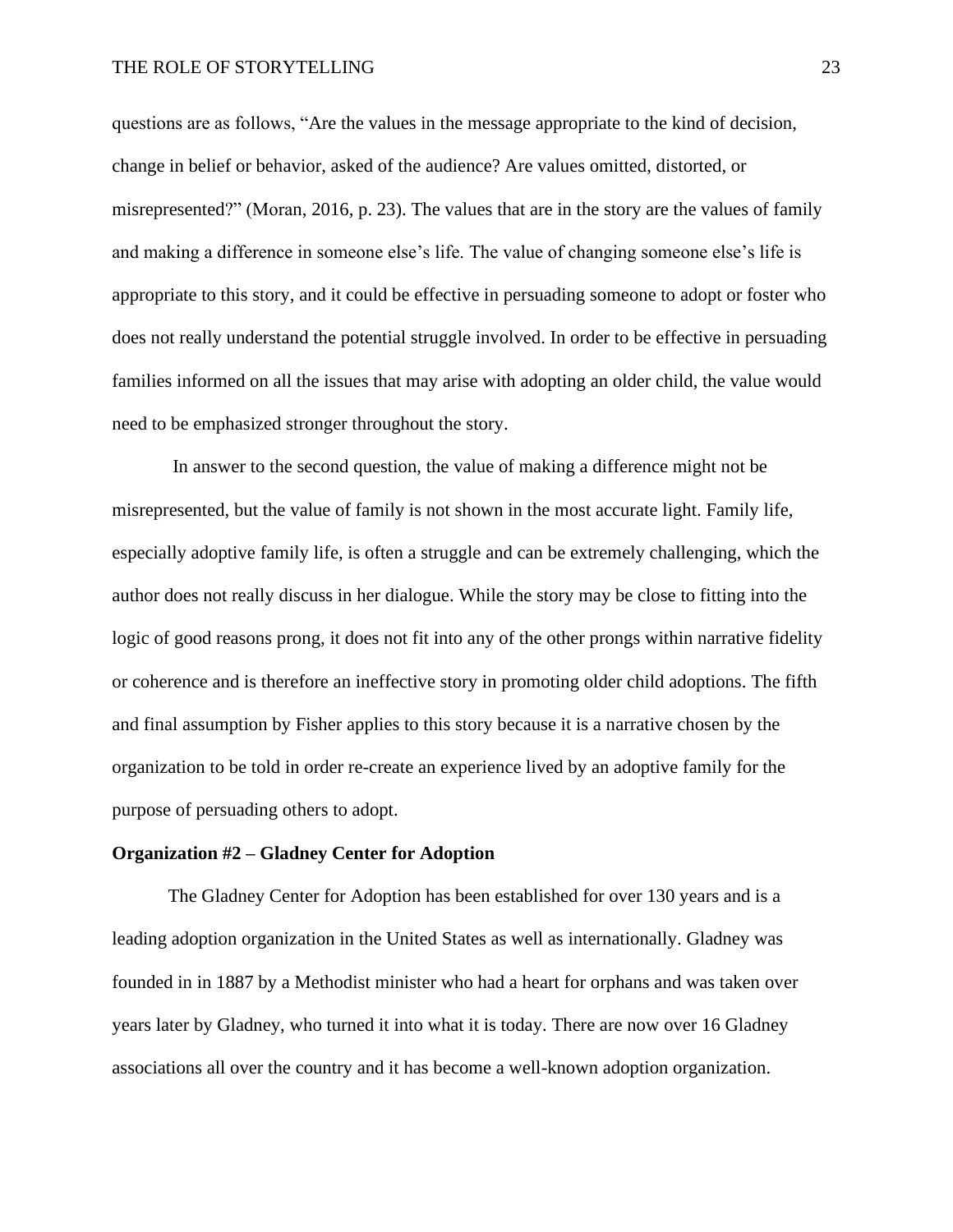questions are as follows, "Are the values in the message appropriate to the kind of decision, change in belief or behavior, asked of the audience? Are values omitted, distorted, or misrepresented?" (Moran, 2016, p. 23). The values that are in the story are the values of family and making a difference in someone else's life. The value of changing someone else's life is appropriate to this story, and it could be effective in persuading someone to adopt or foster who does not really understand the potential struggle involved. In order to be effective in persuading families informed on all the issues that may arise with adopting an older child, the value would need to be emphasized stronger throughout the story.

In answer to the second question, the value of making a difference might not be misrepresented, but the value of family is not shown in the most accurate light. Family life, especially adoptive family life, is often a struggle and can be extremely challenging, which the author does not really discuss in her dialogue. While the story may be close to fitting into the logic of good reasons prong, it does not fit into any of the other prongs within narrative fidelity or coherence and is therefore an ineffective story in promoting older child adoptions. The fifth and final assumption by Fisher applies to this story because it is a narrative chosen by the organization to be told in order re-create an experience lived by an adoptive family for the purpose of persuading others to adopt.

**Organization #2 – Gladney Center for Adoption**

The Gladney Center for Adoption has been established for over 130 years and is a leading adoption organization in the United States as well as internationally. Gladney was founded in in 1887 by a Methodist minister who had a heart for orphans and was taken over years later by Gladney, who turned it into what it is today. There are now over 16 Gladney associations all over the country and it has become a well-known adoption organization.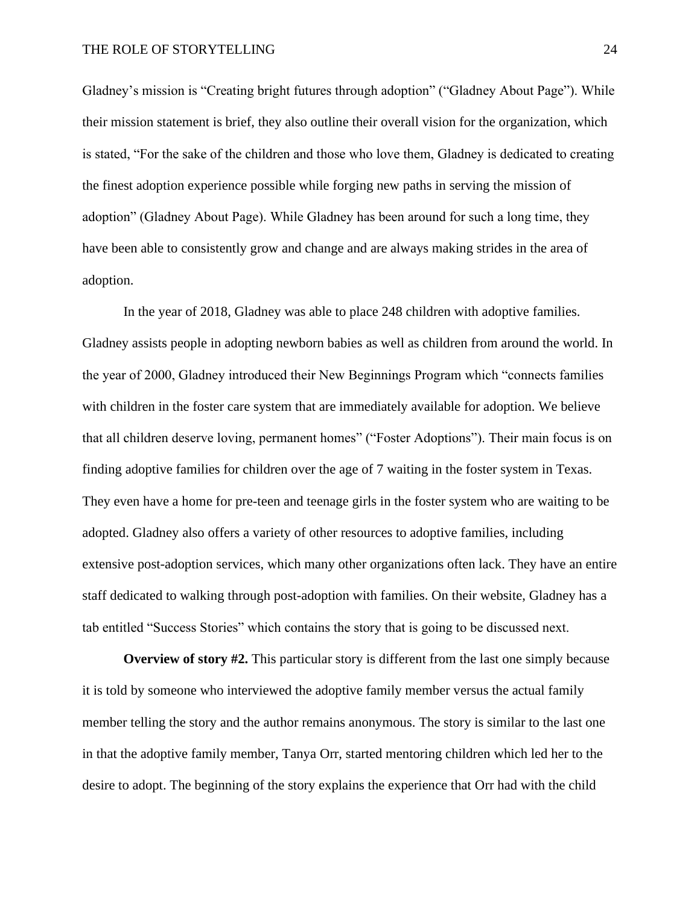Gladney's mission is "Creating bright futures through adoption" ("Gladney About Page"). While their mission statement is brief, they also outline their overall vision for the organization, which is stated, "For the sake of the children and those who love them, Gladney is dedicated to creating the finest adoption experience possible while forging new paths in serving the mission of adoption" (Gladney About Page). While Gladney has been around for such a long time, they have been able to consistently grow and change and are always making strides in the area of adoption.

In the year of 2018, Gladney was able to place 248 children with adoptive families. Gladney assists people in adopting newborn babies as well as children from around the world. In the year of 2000, Gladney introduced their New Beginnings Program which "connects families with children in the foster care system that are immediately available for adoption. We believe that all children deserve loving, permanent homes" ("Foster Adoptions"). Their main focus is on finding adoptive families for children over the age of 7 waiting in the foster system in Texas. They even have a home for pre-teen and teenage girls in the foster system who are waiting to be adopted. Gladney also offers a variety of other resources to adoptive families, including extensive post-adoption services, which many other organizations often lack. They have an entire staff dedicated to walking through post-adoption with families. On their website, Gladney has a tab entitled "Success Stories" which contains the story that is going to be discussed next.

**Overview of story #2.** This particular story is different from the last one simply because it is told by someone who interviewed the adoptive family member versus the actual family member telling the story and the author remains anonymous. The story is similar to the last one in that the adoptive family member, Tanya Orr, started mentoring children which led her to the desire to adopt. The beginning of the story explains the experience that Orr had with the child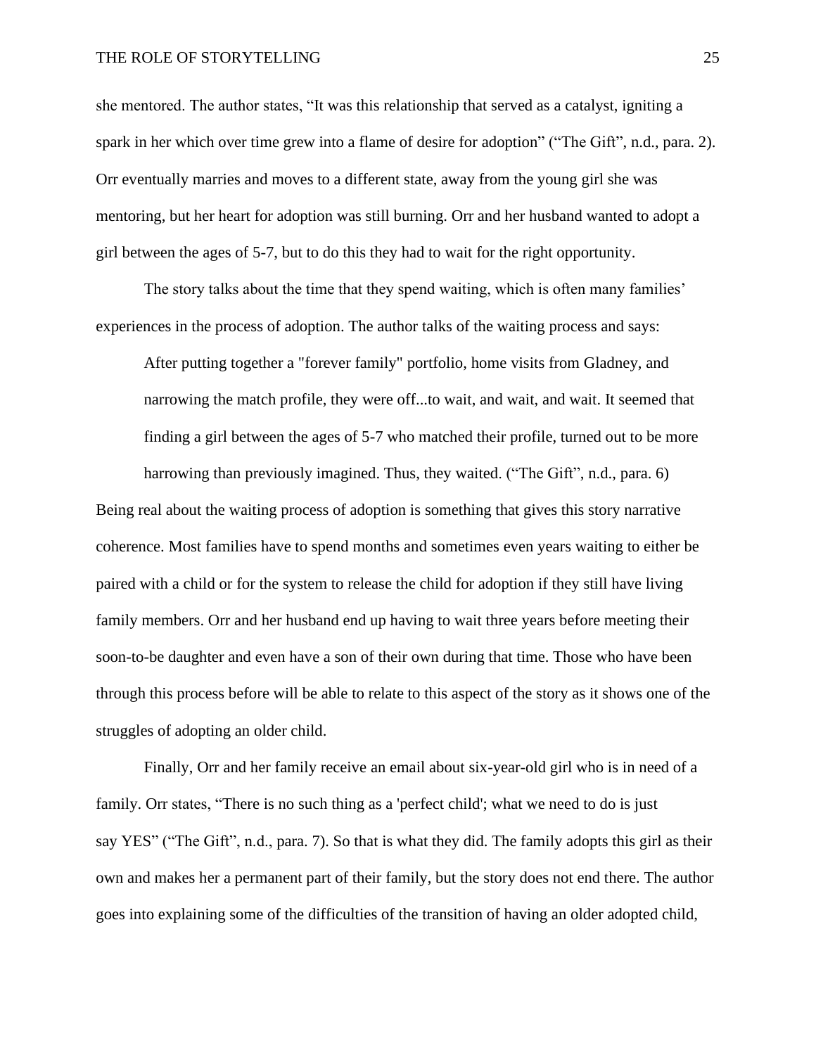she mentored. The author states, “It was this relationship that served as a catalyst, igniting a spark in her which over time grew into a flame of desire for adoption” (“The Gift”, n.d., para. 2). Orr eventually marries and moves to a different state, away from the young girl she was mentoring, but her heart for adoption was still burning. Orr and her husband wanted to adopt a girl between the ages of 5-7, but to do this they had to wait for the right opportunity.

The story talks about the time that they spend waiting, which is often many families' experiences in the process of adoption. The author talks of the waiting process and says:

> After putting together a "forever family" portfolio, home visits from Gladney, and narrowing the match profile, they were off...to wait, and wait, and wait. It seemed that finding a girl between the ages of 5-7 who matched their profile, turned out to be more harrowing than previously imagined. Thus, they waited. (“The Gift”, n.d., para. 6)

Being real about the waiting process of adoption is something that gives this story narrative coherence. Most families have to spend months and sometimes even years waiting to either be paired with a child or for the system to release the child for adoption if they still have living family members. Orr and her husband end up having to wait three years before meeting their soon-to-be daughter and even have a son of their own during that time. Those who have been through this process before will be able to relate to this aspect of the story as it shows one of the struggles of adopting an older child.

Finally, Orr and her family receive an email about six-year-old girl who is in need of a family. Orr states, “There is no such thing as a 'perfect child'; what we need to do is just say YES” (“The Gift”, n.d., para. 7). So that is what they did. The family adopts this girl as their own and makes her a permanent part of their family, but the story does not end there. The author goes into explaining some of the difficulties of the transition of having an older adopted child,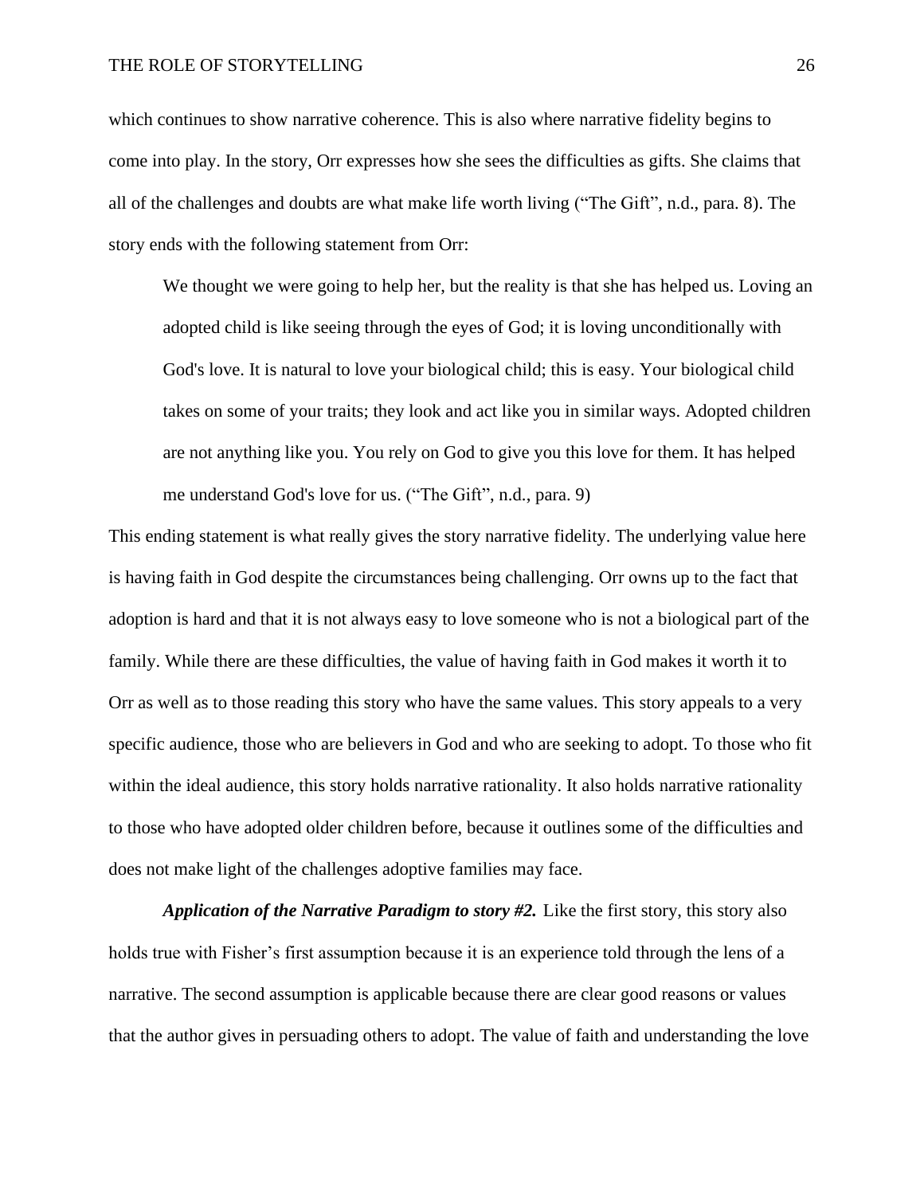which continues to show narrative coherence. This is also where narrative fidelity begins to come into play. In the story, Orr expresses how she sees the difficulties as gifts. She claims that all of the challenges and doubts are what make life worth living ("The Gift", n.d., para. 8). The story ends with the following statement from Orr:

> We thought we were going to help her, but the reality is that she has helped us. Loving an adopted child is like seeing through the eyes of God; it is loving unconditionally with God's love. It is natural to love your biological child; this is easy. Your biological child takes on some of your traits; they look and act like you in similar ways. Adopted children are not anything like you. You rely on God to give you this love for them. It has helped me understand God's love for us. ("The Gift", n.d., para. 9)

This ending statement is what really gives the story narrative fidelity. The underlying value here is having faith in God despite the circumstances being challenging. Orr owns up to the fact that adoption is hard and that it is not always easy to love someone who is not a biological part of the family. While there are these difficulties, the value of having faith in God makes it worth it to Orr as well as to those reading this story who have the same values. This story appeals to a very specific audience, those who are believers in God and who are seeking to adopt. To those who fit within the ideal audience, this story holds narrative rationality. It also holds narrative rationality to those who have adopted older children before, because it outlines some of the difficulties and does not make light of the challenges adoptive families may face.

***Application of the Narrative Paradigm to story #2.*** Like the first story, this story also holds true with Fisher's first assumption because it is an experience told through the lens of a narrative. The second assumption is applicable because there are clear good reasons or values that the author gives in persuading others to adopt. The value of faith and understanding the love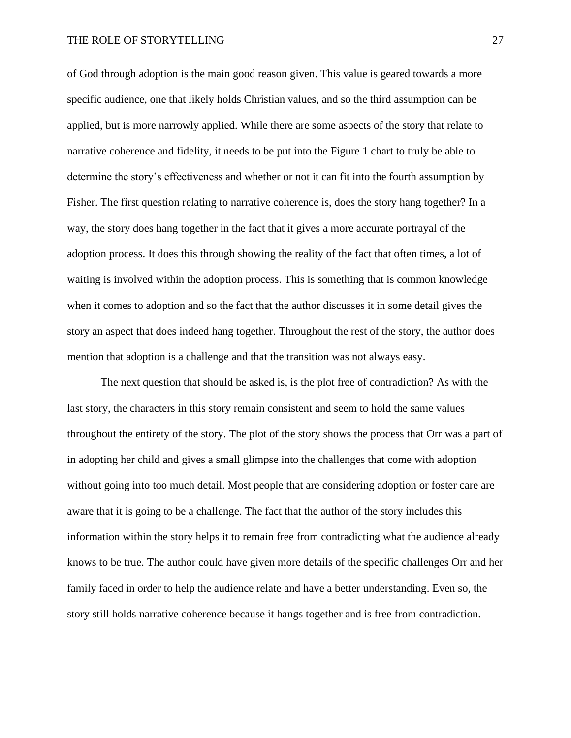of God through adoption is the main good reason given. This value is geared towards a more specific audience, one that likely holds Christian values, and so the third assumption can be applied, but is more narrowly applied. While there are some aspects of the story that relate to narrative coherence and fidelity, it needs to be put into the Figure 1 chart to truly be able to determine the story's effectiveness and whether or not it can fit into the fourth assumption by Fisher. The first question relating to narrative coherence is, does the story hang together? In a way, the story does hang together in the fact that it gives a more accurate portrayal of the adoption process. It does this through showing the reality of the fact that often times, a lot of waiting is involved within the adoption process. This is something that is common knowledge when it comes to adoption and so the fact that the author discusses it in some detail gives the story an aspect that does indeed hang together. Throughout the rest of the story, the author does mention that adoption is a challenge and that the transition was not always easy.

The next question that should be asked is, is the plot free of contradiction? As with the last story, the characters in this story remain consistent and seem to hold the same values throughout the entirety of the story. The plot of the story shows the process that Orr was a part of in adopting her child and gives a small glimpse into the challenges that come with adoption without going into too much detail. Most people that are considering adoption or foster care are aware that it is going to be a challenge. The fact that the author of the story includes this information within the story helps it to remain free from contradicting what the audience already knows to be true. The author could have given more details of the specific challenges Orr and her family faced in order to help the audience relate and have a better understanding. Even so, the story still holds narrative coherence because it hangs together and is free from contradiction.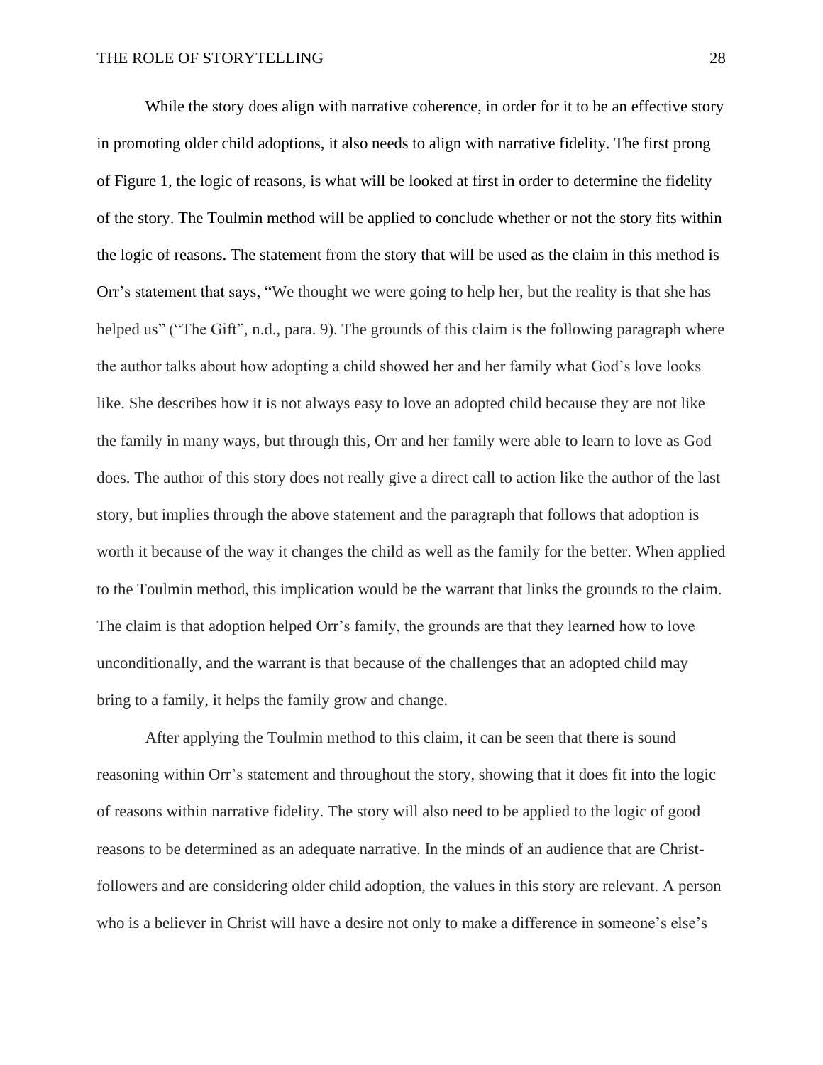While the story does align with narrative coherence, in order for it to be an effective story in promoting older child adoptions, it also needs to align with narrative fidelity. The first prong of Figure 1, the logic of reasons, is what will be looked at first in order to determine the fidelity of the story. The Toulmin method will be applied to conclude whether or not the story fits within the logic of reasons. The statement from the story that will be used as the claim in this method is Orr's statement that says, "We thought we were going to help her, but the reality is that she has helped us" ("The Gift", n.d., para. 9). The grounds of this claim is the following paragraph where the author talks about how adopting a child showed her and her family what God's love looks like. She describes how it is not always easy to love an adopted child because they are not like the family in many ways, but through this, Orr and her family were able to learn to love as God does. The author of this story does not really give a direct call to action like the author of the last story, but implies through the above statement and the paragraph that follows that adoption is worth it because of the way it changes the child as well as the family for the better. When applied to the Toulmin method, this implication would be the warrant that links the grounds to the claim. The claim is that adoption helped Orr's family, the grounds are that they learned how to love unconditionally, and the warrant is that because of the challenges that an adopted child may bring to a family, it helps the family grow and change.

After applying the Toulmin method to this claim, it can be seen that there is sound reasoning within Orr's statement and throughout the story, showing that it does fit into the logic of reasons within narrative fidelity. The story will also need to be applied to the logic of good reasons to be determined as an adequate narrative. In the minds of an audience that are Christ-followers and are considering older child adoption, the values in this story are relevant. A person who is a believer in Christ will have a desire not only to make a difference in someone's else's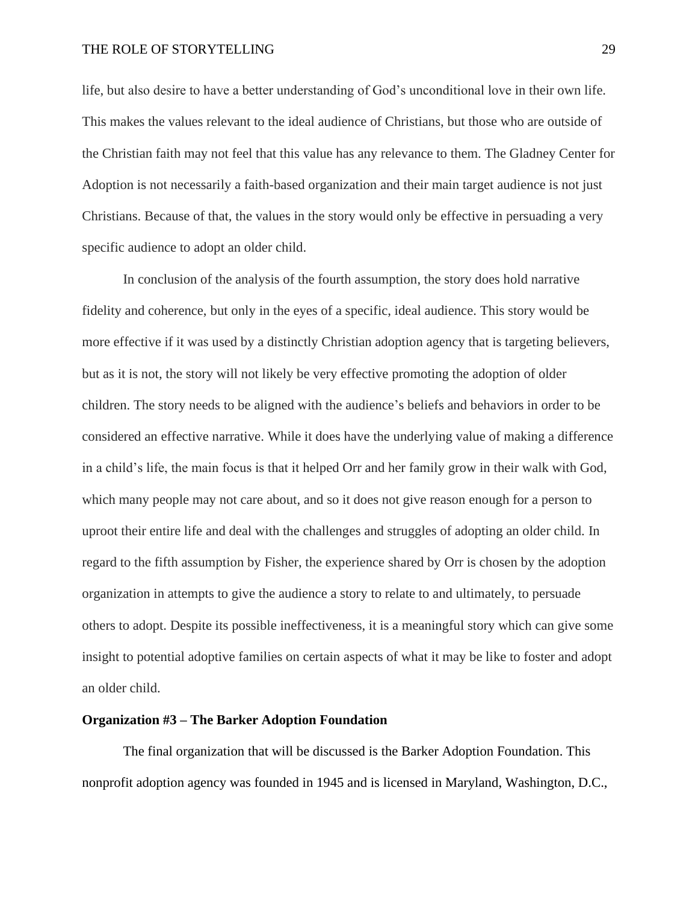life, but also desire to have a better understanding of God's unconditional love in their own life. This makes the values relevant to the ideal audience of Christians, but those who are outside of the Christian faith may not feel that this value has any relevance to them. The Gladney Center for Adoption is not necessarily a faith-based organization and their main target audience is not just Christians. Because of that, the values in the story would only be effective in persuading a very specific audience to adopt an older child.

In conclusion of the analysis of the fourth assumption, the story does hold narrative fidelity and coherence, but only in the eyes of a specific, ideal audience. This story would be more effective if it was used by a distinctly Christian adoption agency that is targeting believers, but as it is not, the story will not likely be very effective promoting the adoption of older children. The story needs to be aligned with the audience's beliefs and behaviors in order to be considered an effective narrative. While it does have the underlying value of making a difference in a child's life, the main focus is that it helped Orr and her family grow in their walk with God, which many people may not care about, and so it does not give reason enough for a person to uproot their entire life and deal with the challenges and struggles of adopting an older child. In regard to the fifth assumption by Fisher, the experience shared by Orr is chosen by the adoption organization in attempts to give the audience a story to relate to and ultimately, to persuade others to adopt. Despite its possible ineffectiveness, it is a meaningful story which can give some insight to potential adoptive families on certain aspects of what it may be like to foster and adopt an older child.

**Organization #3 – The Barker Adoption Foundation**

The final organization that will be discussed is the Barker Adoption Foundation. This nonprofit adoption agency was founded in 1945 and is licensed in Maryland, Washington, D.C.,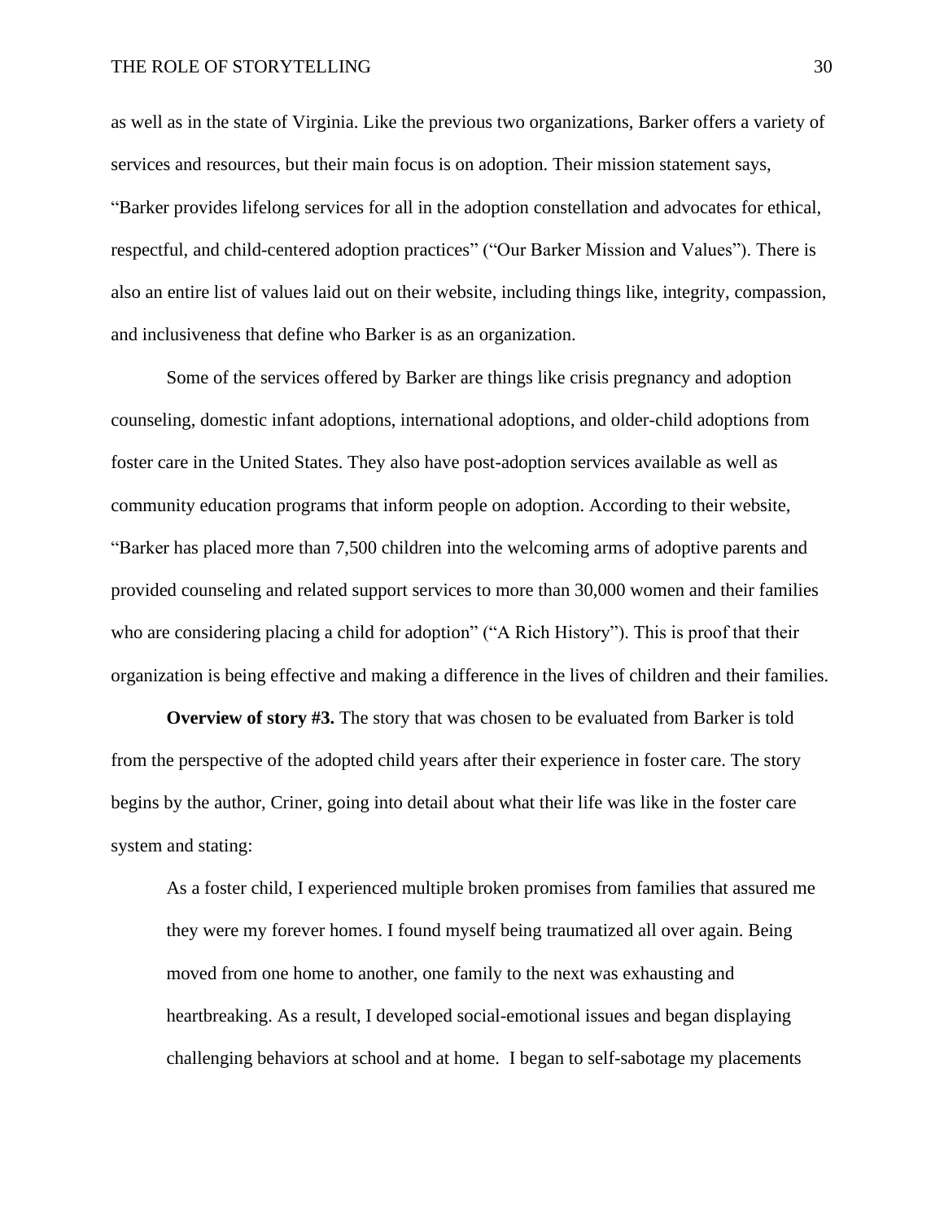as well as in the state of Virginia. Like the previous two organizations, Barker offers a variety of services and resources, but their main focus is on adoption. Their mission statement says, "Barker provides lifelong services for all in the adoption constellation and advocates for ethical, respectful, and child-centered adoption practices" ("Our Barker Mission and Values"). There is also an entire list of values laid out on their website, including things like, integrity, compassion, and inclusiveness that define who Barker is as an organization.

Some of the services offered by Barker are things like crisis pregnancy and adoption counseling, domestic infant adoptions, international adoptions, and older-child adoptions from foster care in the United States. They also have post-adoption services available as well as community education programs that inform people on adoption. According to their website, "Barker has placed more than 7,500 children into the welcoming arms of adoptive parents and provided counseling and related support services to more than 30,000 women and their families who are considering placing a child for adoption" ("A Rich History"). This is proof that their organization is being effective and making a difference in the lives of children and their families.

**Overview of story #3.** The story that was chosen to be evaluated from Barker is told from the perspective of the adopted child years after their experience in foster care. The story begins by the author, Criner, going into detail about what their life was like in the foster care system and stating:

> As a foster child, I experienced multiple broken promises from families that assured me they were my forever homes. I found myself being traumatized all over again. Being moved from one home to another, one family to the next was exhausting and heartbreaking. As a result, I developed social-emotional issues and began displaying challenging behaviors at school and at home. I began to self-sabotage my placements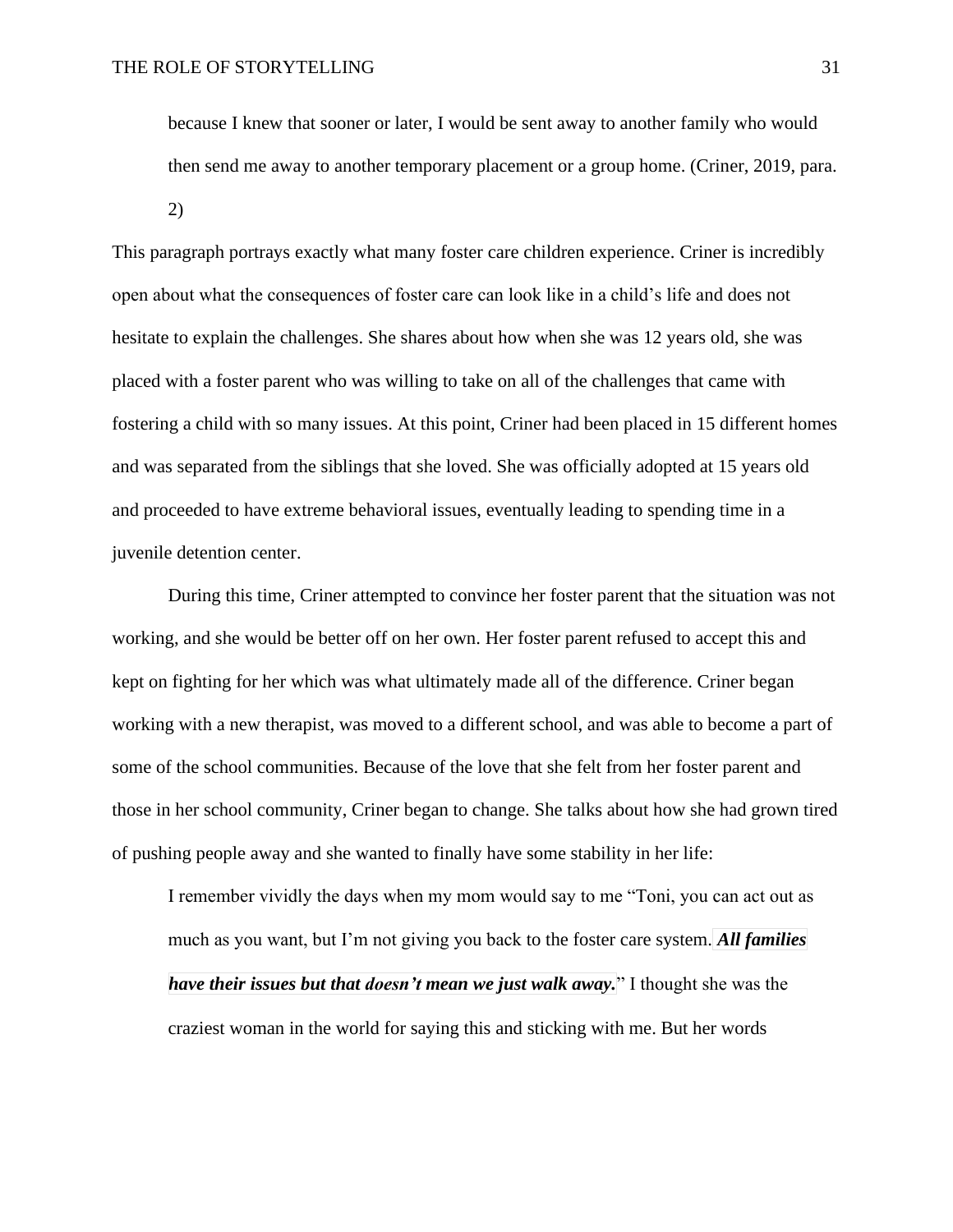> because I knew that sooner or later, I would be sent away to another family who would then send me away to another temporary placement or a group home. (Criner, 2019, para. 2)

This paragraph portrays exactly what many foster care children experience. Criner is incredibly open about what the consequences of foster care can look like in a child's life and does not hesitate to explain the challenges. She shares about how when she was 12 years old, she was placed with a foster parent who was willing to take on all of the challenges that came with fostering a child with so many issues. At this point, Criner had been placed in 15 different homes and was separated from the siblings that she loved. She was officially adopted at 15 years old and proceeded to have extreme behavioral issues, eventually leading to spending time in a juvenile detention center.

During this time, Criner attempted to convince her foster parent that the situation was not working, and she would be better off on her own. Her foster parent refused to accept this and kept on fighting for her which was what ultimately made all of the difference. Criner began working with a new therapist, was moved to a different school, and was able to become a part of some of the school communities. Because of the love that she felt from her foster parent and those in her school community, Criner began to change. She talks about how she had grown tired of pushing people away and she wanted to finally have some stability in her life:

> I remember vividly the days when my mom would say to me "Toni, you can act out as much as you want, but I'm not giving you back to the foster care system. ***All families have their issues but that doesn't mean we just walk away.***" I thought she was the craziest woman in the world for saying this and sticking with me. But her words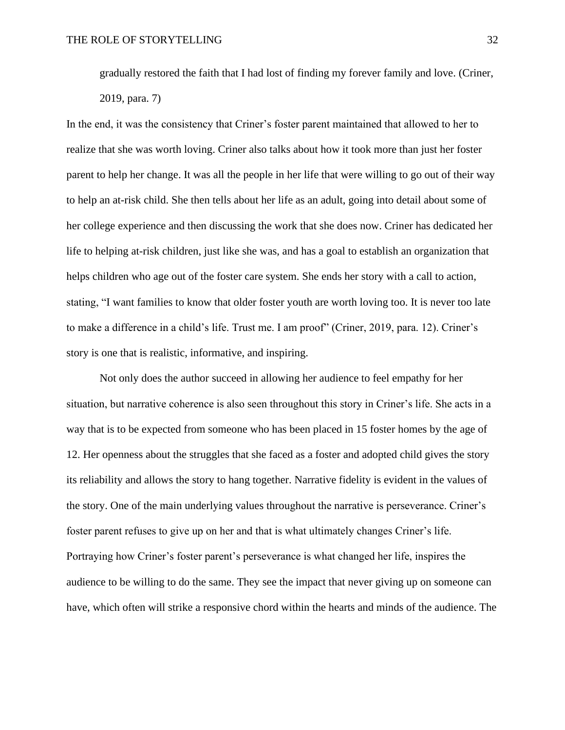> gradually restored the faith that I had lost of finding my forever family and love. (Criner, 2019, para. 7)

In the end, it was the consistency that Criner's foster parent maintained that allowed to her to realize that she was worth loving. Criner also talks about how it took more than just her foster parent to help her change. It was all the people in her life that were willing to go out of their way to help an at-risk child. She then tells about her life as an adult, going into detail about some of her college experience and then discussing the work that she does now. Criner has dedicated her life to helping at-risk children, just like she was, and has a goal to establish an organization that helps children who age out of the foster care system. She ends her story with a call to action, stating, "I want families to know that older foster youth are worth loving too. It is never too late to make a difference in a child's life. Trust me. I am proof" (Criner, 2019, para. 12). Criner's story is one that is realistic, informative, and inspiring.

Not only does the author succeed in allowing her audience to feel empathy for her situation, but narrative coherence is also seen throughout this story in Criner's life. She acts in a way that is to be expected from someone who has been placed in 15 foster homes by the age of 12. Her openness about the struggles that she faced as a foster and adopted child gives the story its reliability and allows the story to hang together. Narrative fidelity is evident in the values of the story. One of the main underlying values throughout the narrative is perseverance. Criner's foster parent refuses to give up on her and that is what ultimately changes Criner's life. Portraying how Criner's foster parent's perseverance is what changed her life, inspires the audience to be willing to do the same. They see the impact that never giving up on someone can have, which often will strike a responsive chord within the hearts and minds of the audience. The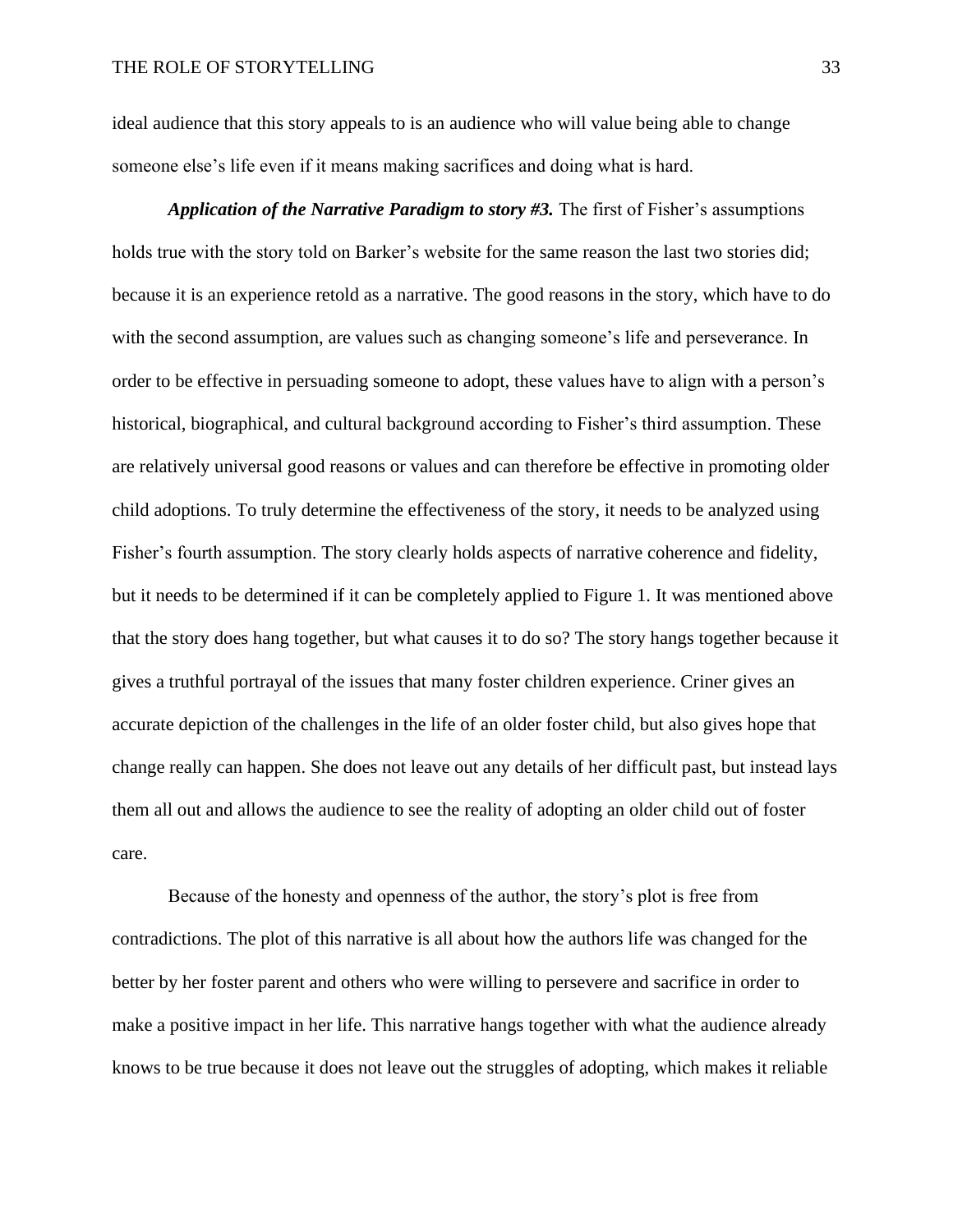ideal audience that this story appeals to is an audience who will value being able to change someone else's life even if it means making sacrifices and doing what is hard.

***Application of the Narrative Paradigm to story #3.*** The first of Fisher's assumptions holds true with the story told on Barker's website for the same reason the last two stories did; because it is an experience retold as a narrative. The good reasons in the story, which have to do with the second assumption, are values such as changing someone's life and perseverance. In order to be effective in persuading someone to adopt, these values have to align with a person's historical, biographical, and cultural background according to Fisher's third assumption. These are relatively universal good reasons or values and can therefore be effective in promoting older child adoptions. To truly determine the effectiveness of the story, it needs to be analyzed using Fisher's fourth assumption. The story clearly holds aspects of narrative coherence and fidelity, but it needs to be determined if it can be completely applied to Figure 1. It was mentioned above that the story does hang together, but what causes it to do so? The story hangs together because it gives a truthful portrayal of the issues that many foster children experience. Criner gives an accurate depiction of the challenges in the life of an older foster child, but also gives hope that change really can happen. She does not leave out any details of her difficult past, but instead lays them all out and allows the audience to see the reality of adopting an older child out of foster care.

Because of the honesty and openness of the author, the story's plot is free from contradictions. The plot of this narrative is all about how the authors life was changed for the better by her foster parent and others who were willing to persevere and sacrifice in order to make a positive impact in her life. This narrative hangs together with what the audience already knows to be true because it does not leave out the struggles of adopting, which makes it reliable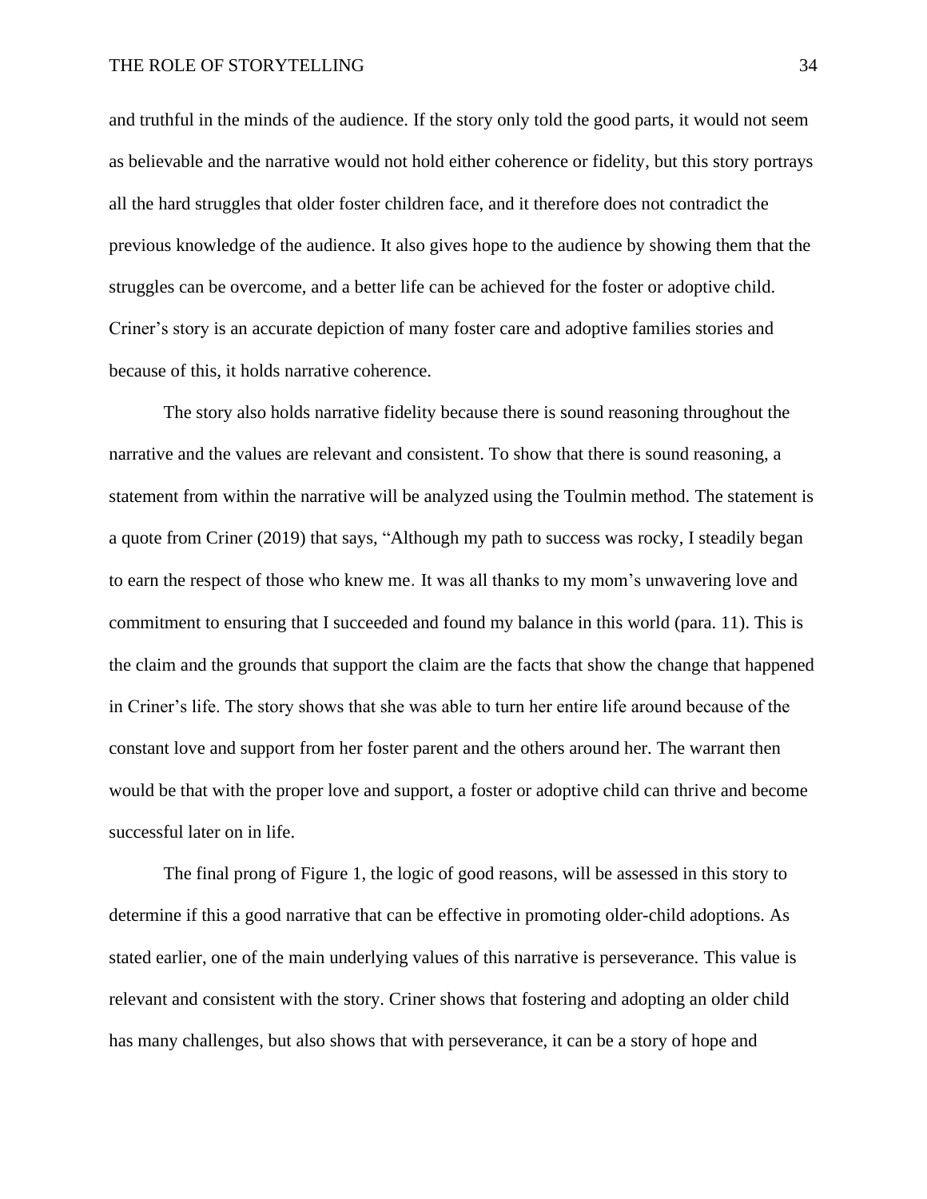and truthful in the minds of the audience. If the story only told the good parts, it would not seem as believable and the narrative would not hold either coherence or fidelity, but this story portrays all the hard struggles that older foster children face, and it therefore does not contradict the previous knowledge of the audience. It also gives hope to the audience by showing them that the struggles can be overcome, and a better life can be achieved for the foster or adoptive child. Criner's story is an accurate depiction of many foster care and adoptive families stories and because of this, it holds narrative coherence.

The story also holds narrative fidelity because there is sound reasoning throughout the narrative and the values are relevant and consistent. To show that there is sound reasoning, a statement from within the narrative will be analyzed using the Toulmin method. The statement is a quote from Criner (2019) that says, "Although my path to success was rocky, I steadily began to earn the respect of those who knew me. It was all thanks to my mom's unwavering love and commitment to ensuring that I succeeded and found my balance in this world (para. 11). This is the claim and the grounds that support the claim are the facts that show the change that happened in Criner's life. The story shows that she was able to turn her entire life around because of the constant love and support from her foster parent and the others around her. The warrant then would be that with the proper love and support, a foster or adoptive child can thrive and become successful later on in life.

The final prong of Figure 1, the logic of good reasons, will be assessed in this story to determine if this a good narrative that can be effective in promoting older-child adoptions. As stated earlier, one of the main underlying values of this narrative is perseverance. This value is relevant and consistent with the story. Criner shows that fostering and adopting an older child has many challenges, but also shows that with perseverance, it can be a story of hope and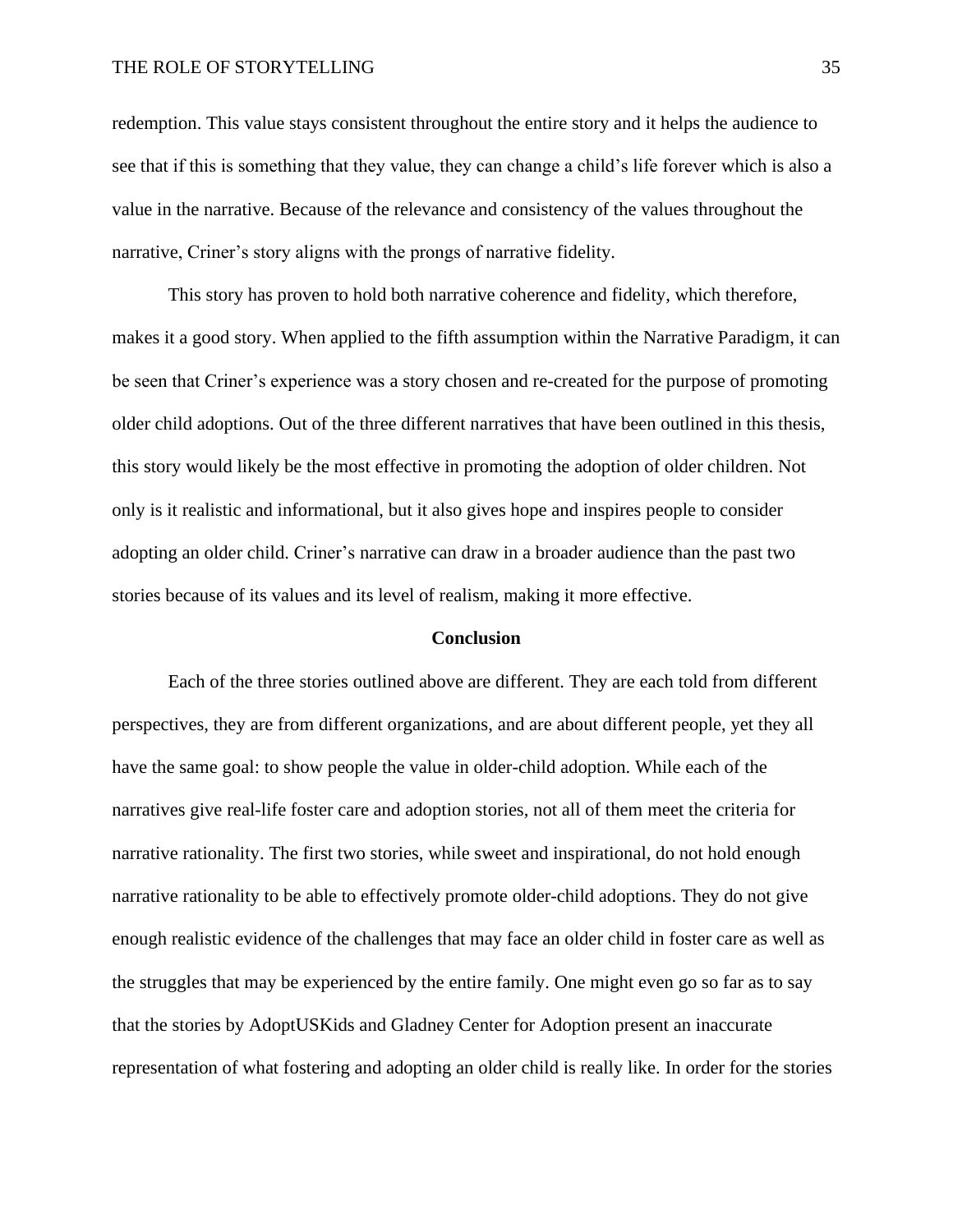redemption. This value stays consistent throughout the entire story and it helps the audience to see that if this is something that they value, they can change a child's life forever which is also a value in the narrative. Because of the relevance and consistency of the values throughout the narrative, Criner's story aligns with the prongs of narrative fidelity.

This story has proven to hold both narrative coherence and fidelity, which therefore, makes it a good story. When applied to the fifth assumption within the Narrative Paradigm, it can be seen that Criner's experience was a story chosen and re-created for the purpose of promoting older child adoptions. Out of the three different narratives that have been outlined in this thesis, this story would likely be the most effective in promoting the adoption of older children. Not only is it realistic and informational, but it also gives hope and inspires people to consider adopting an older child. Criner's narrative can draw in a broader audience than the past two stories because of its values and its level of realism, making it more effective.

## Conclusion

Each of the three stories outlined above are different. They are each told from different perspectives, they are from different organizations, and are about different people, yet they all have the same goal: to show people the value in older-child adoption. While each of the narratives give real-life foster care and adoption stories, not all of them meet the criteria for narrative rationality. The first two stories, while sweet and inspirational, do not hold enough narrative rationality to be able to effectively promote older-child adoptions. They do not give enough realistic evidence of the challenges that may face an older child in foster care as well as the struggles that may be experienced by the entire family. One might even go so far as to say that the stories by AdoptUSKids and Gladney Center for Adoption present an inaccurate representation of what fostering and adopting an older child is really like. In order for the stories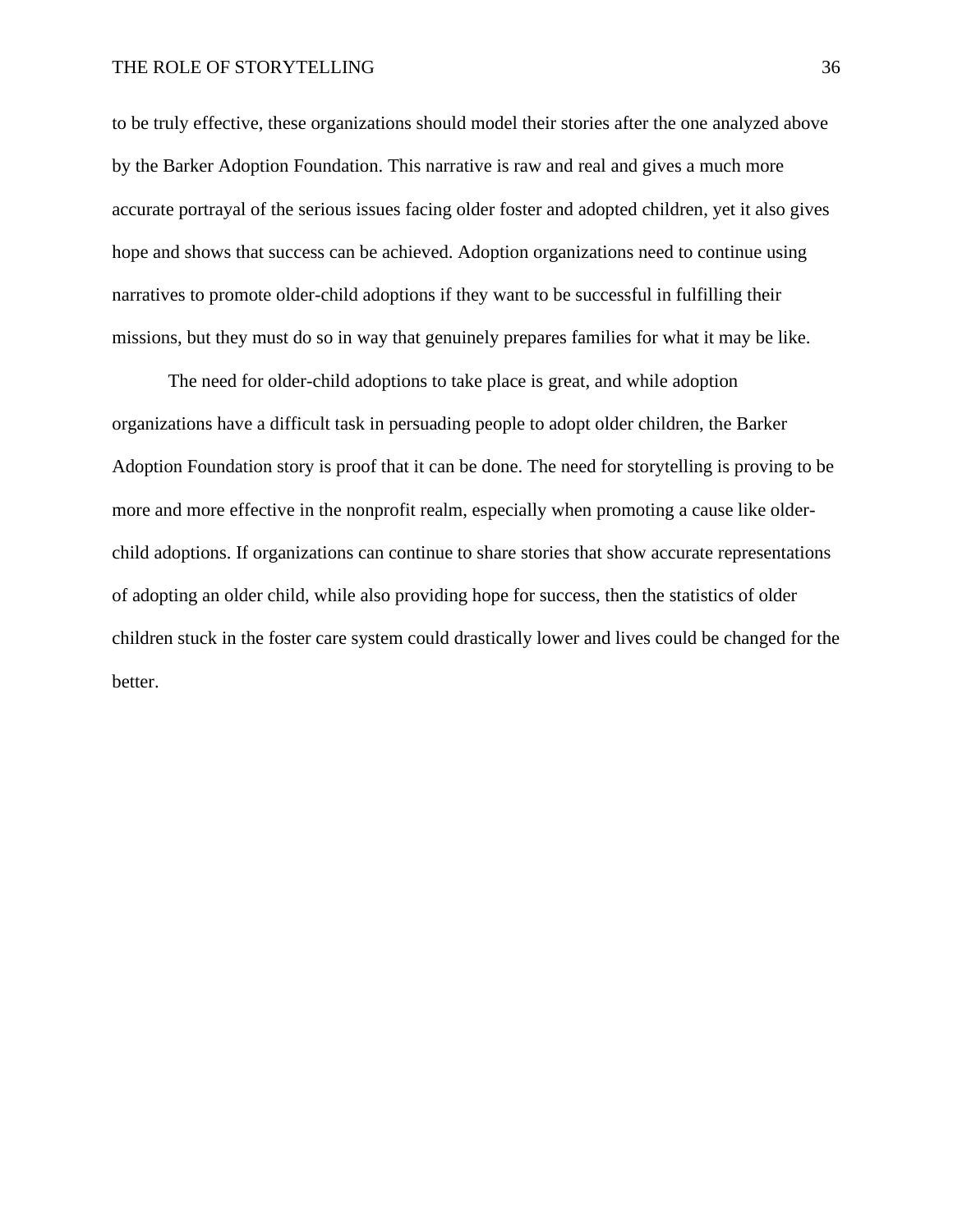to be truly effective, these organizations should model their stories after the one analyzed above by the Barker Adoption Foundation. This narrative is raw and real and gives a much more accurate portrayal of the serious issues facing older foster and adopted children, yet it also gives hope and shows that success can be achieved. Adoption organizations need to continue using narratives to promote older-child adoptions if they want to be successful in fulfilling their missions, but they must do so in way that genuinely prepares families for what it may be like.

The need for older-child adoptions to take place is great, and while adoption organizations have a difficult task in persuading people to adopt older children, the Barker Adoption Foundation story is proof that it can be done. The need for storytelling is proving to be more and more effective in the nonprofit realm, especially when promoting a cause like older-child adoptions. If organizations can continue to share stories that show accurate representations of adopting an older child, while also providing hope for success, then the statistics of older children stuck in the foster care system could drastically lower and lives could be changed for the better.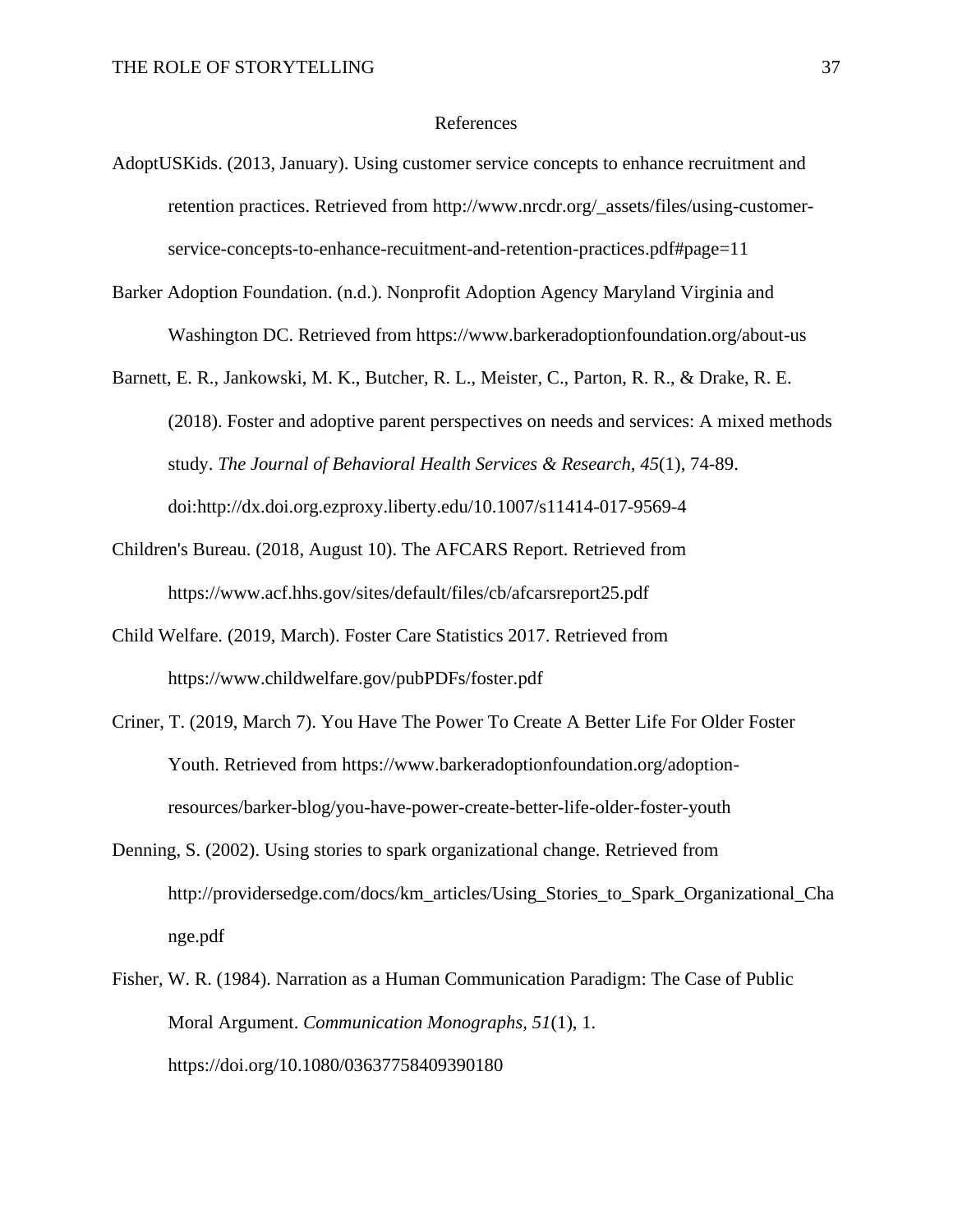# References

AdoptUSKids. (2013, January). Using customer service concepts to enhance recruitment and retention practices. Retrieved from http://www.nrcdr.org/_assets/files/using-customer-service-concepts-to-enhance-recuitment-and-retention-practices.pdf#page=11

Barker Adoption Foundation. (n.d.). Nonprofit Adoption Agency Maryland Virginia and Washington DC. Retrieved from https://www.barkeradoptionfoundation.org/about-us

Barnett, E. R., Jankowski, M. K., Butcher, R. L., Meister, C., Parton, R. R., & Drake, R. E. (2018). Foster and adoptive parent perspectives on needs and services: A mixed methods study. *The Journal of Behavioral Health Services & Research*, *45*(1), 74-89. doi:http://dx.doi.org.ezproxy.liberty.edu/10.1007/s11414-017-9569-4

Children's Bureau. (2018, August 10). The AFCARS Report. Retrieved from https://www.acf.hhs.gov/sites/default/files/cb/afcarsreport25.pdf

Child Welfare. (2019, March). Foster Care Statistics 2017. Retrieved from https://www.childwelfare.gov/pubPDFs/foster.pdf

Criner, T. (2019, March 7). You Have The Power To Create A Better Life For Older Foster Youth. Retrieved from https://www.barkeradoptionfoundation.org/adoption-resources/barker-blog/you-have-power-create-better-life-older-foster-youth

Denning, S. (2002). Using stories to spark organizational change. Retrieved from http://providersedge.com/docs/km_articles/Using_Stories_to_Spark_Organizational_Change.pdf

Fisher, W. R. (1984). Narration as a Human Communication Paradigm: The Case of Public Moral Argument. *Communication Monographs*, *51*(1), 1. https://doi.org/10.1080/03637758409390180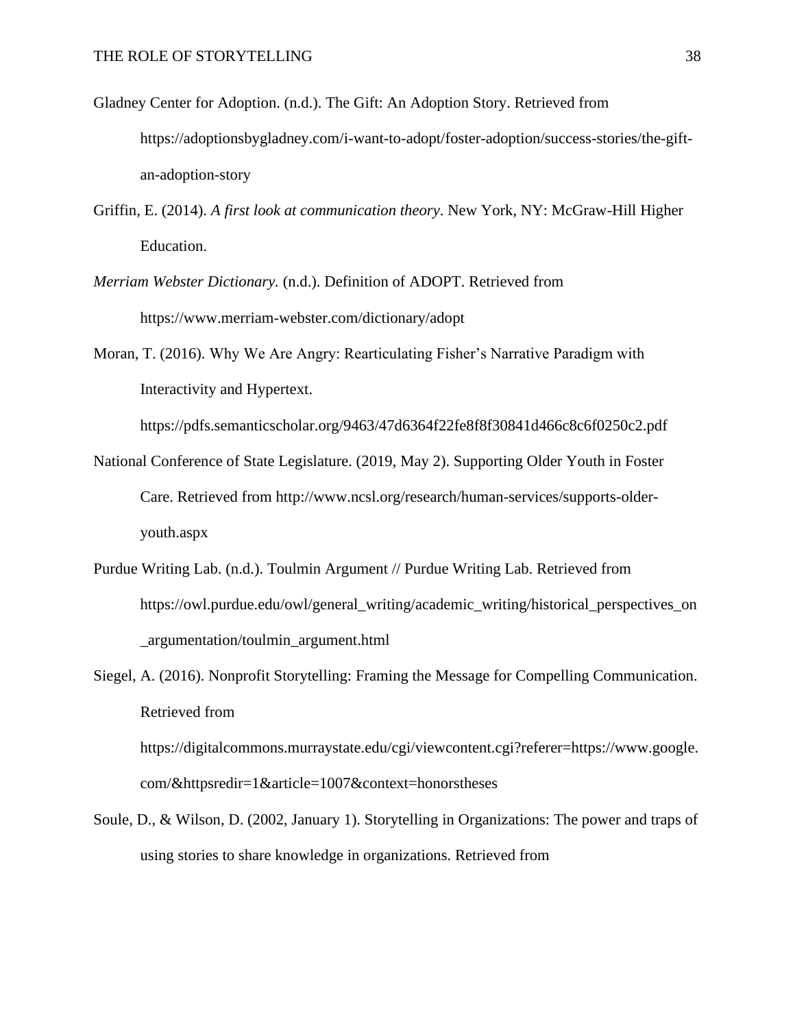Gladney Center for Adoption. (n.d.). The Gift: An Adoption Story. Retrieved from https://adoptionsbygladney.com/i-want-to-adopt/foster-adoption/success-stories/the-gift-an-adoption-story

Griffin, E. (2014). *A first look at communication theory*. New York, NY: McGraw-Hill Higher Education.

*Merriam Webster Dictionary.* (n.d.). Definition of ADOPT. Retrieved from https://www.merriam-webster.com/dictionary/adopt

Moran, T. (2016). Why We Are Angry: Rearticulating Fisher's Narrative Paradigm with Interactivity and Hypertext. https://pdfs.semanticscholar.org/9463/47d6364f22fe8f8f30841d466c8c6f0250c2.pdf

National Conference of State Legislature. (2019, May 2). Supporting Older Youth in Foster Care. Retrieved from http://www.ncsl.org/research/human-services/supports-older-youth.aspx

Purdue Writing Lab. (n.d.). Toulmin Argument // Purdue Writing Lab. Retrieved from https://owl.purdue.edu/owl/general_writing/academic_writing/historical_perspectives_on_argumentation/toulmin_argument.html

Siegel, A. (2016). Nonprofit Storytelling: Framing the Message for Compelling Communication. Retrieved from https://digitalcommons.murraystate.edu/cgi/viewcontent.cgi?referer=https://www.google.com/&httpsredir=1&article=1007&context=honorstheses

Soule, D., & Wilson, D. (2002, January 1). Storytelling in Organizations: The power and traps of using stories to share knowledge in organizations. Retrieved from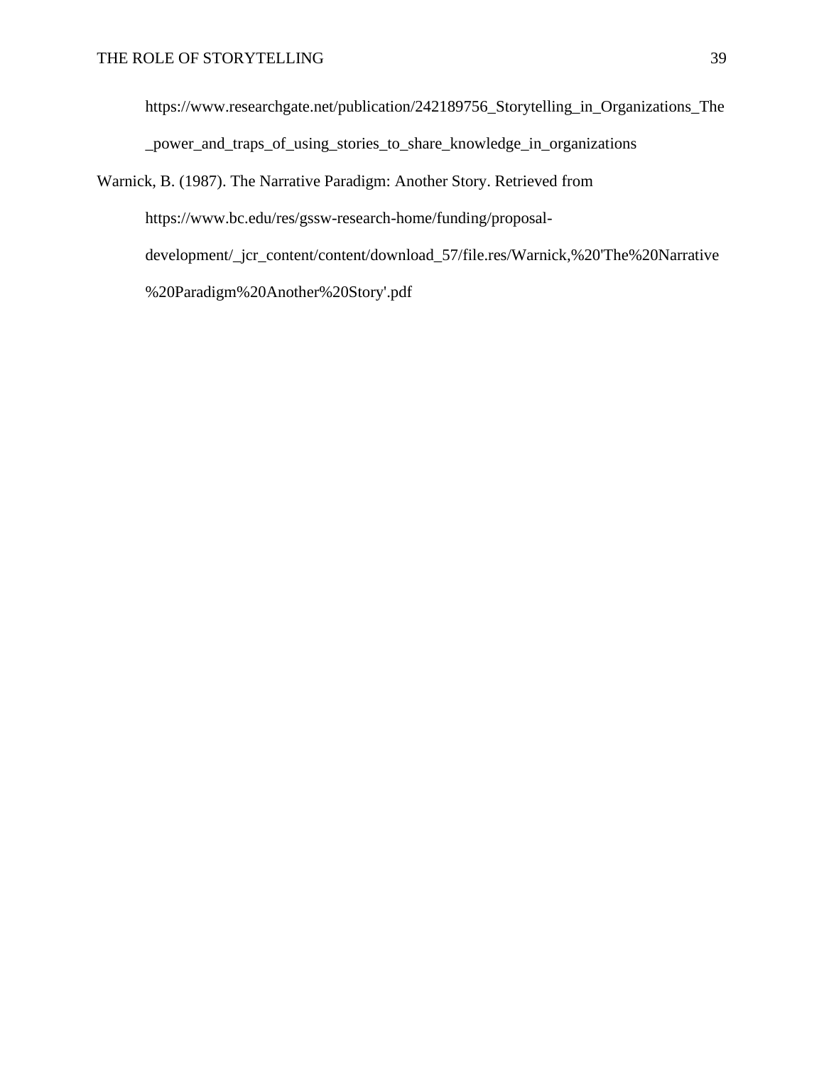https://www.researchgate.net/publication/242189756_Storytelling_in_Organizations_The_power_and_traps_of_using_stories_to_share_knowledge_in_organizations

Warnick, B. (1987). The Narrative Paradigm: Another Story. Retrieved from https://www.bc.edu/res/gssw-research-home/funding/proposal-development/_jcr_content/content/download_57/file.res/Warnick,%20'The%20Narrative%20Paradigm%20Another%20Story'.pdf